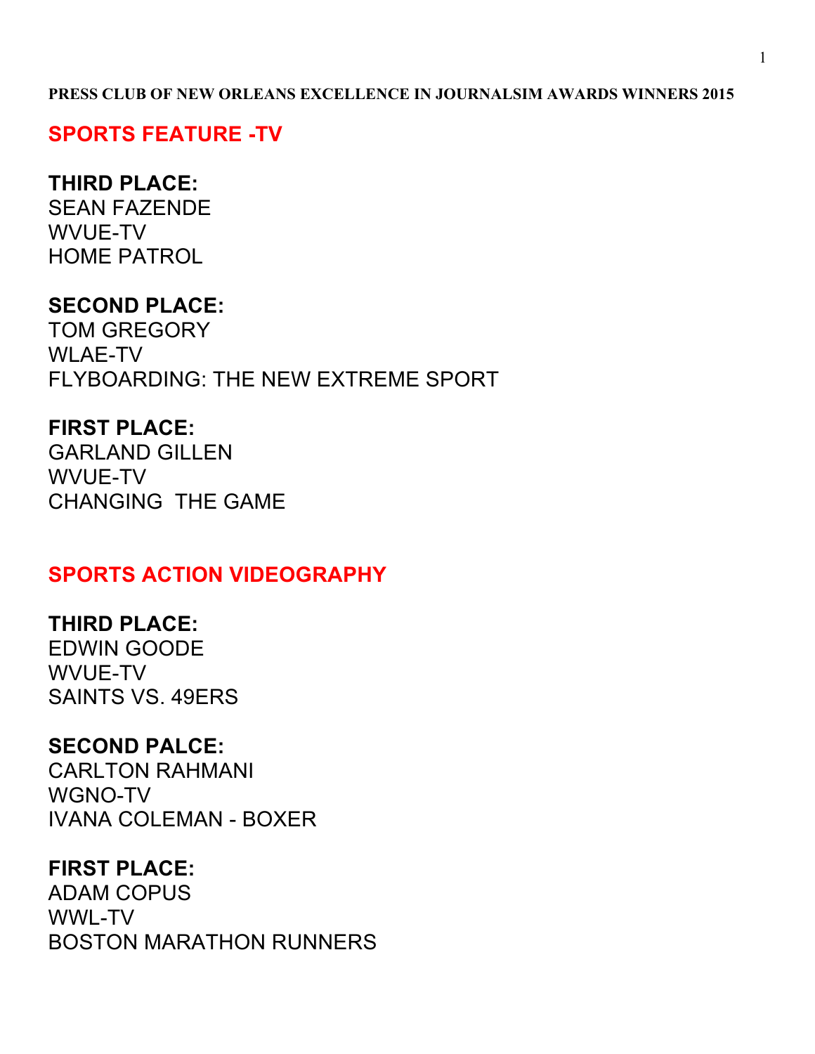**PRESS CLUB OF NEW ORLEANS EXCELLENCE IN JOURNALSIM AWARDS WINNERS 2015**

## SPORTS FEATURE -TV

**THIRD PLACE:**
SEAN FAZENDE
WVUE-TV
HOME PATROL

**SECOND PLACE:**
TOM GREGORY
WLAE-TV
FLYBOARDING: THE NEW EXTREME SPORT

**FIRST PLACE:**
GARLAND GILLEN
WVUE-TV
CHANGING THE GAME

## SPORTS ACTION VIDEOGRAPHY

**THIRD PLACE:**
EDWIN GOODE
WVUE-TV
SAINTS VS. 49ERS

**SECOND PALCE:**
CARLTON RAHMANI
WGNO-TV
IVANA COLEMAN - BOXER

**FIRST PLACE:**
ADAM COPUS
WWL-TV
BOSTON MARATHON RUNNERS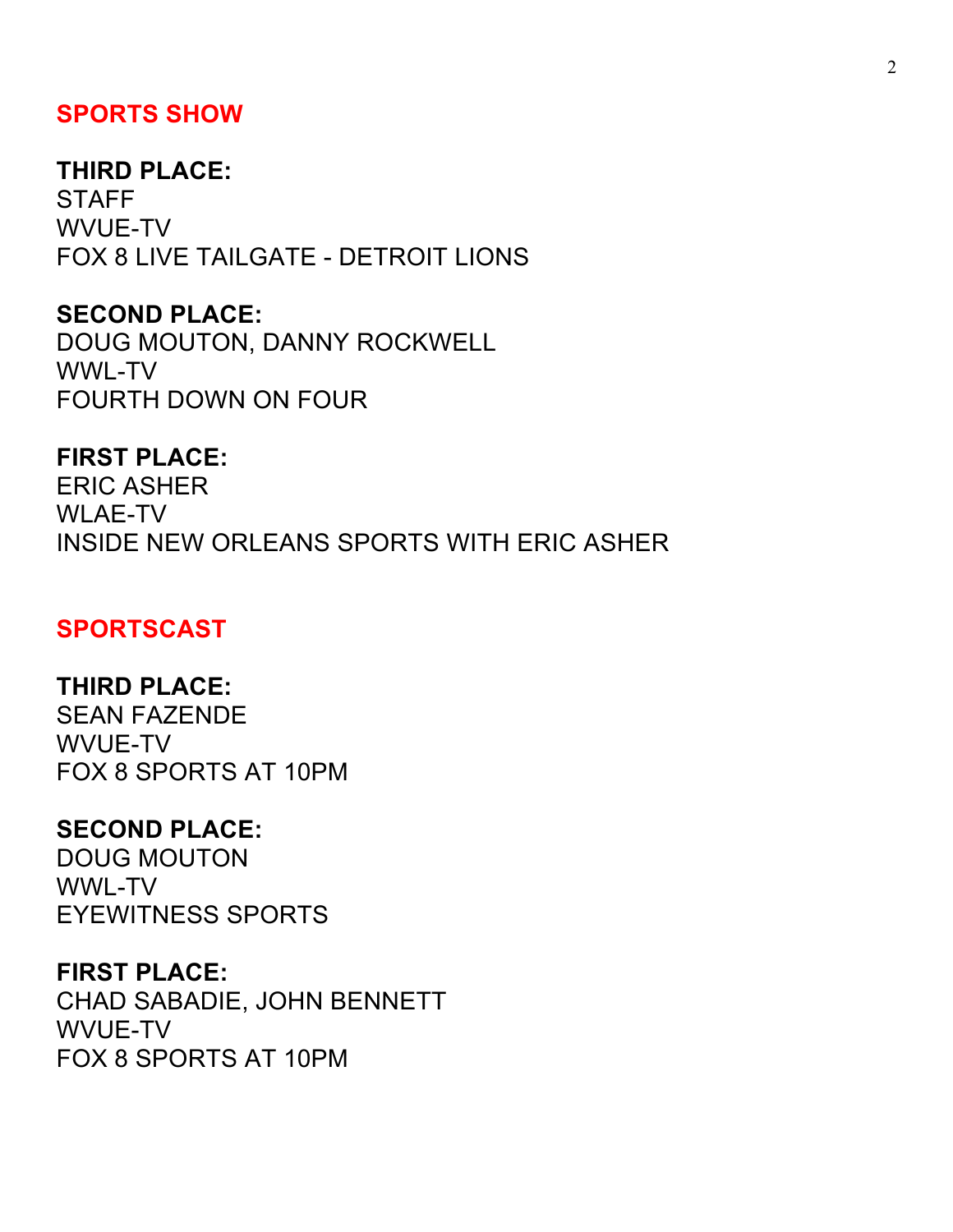## SPORTS SHOW

**THIRD PLACE:**
STAFF
WVUE-TV
FOX 8 LIVE TAILGATE - DETROIT LIONS

**SECOND PLACE:**
DOUG MOUTON, DANNY ROCKWELL
WWL-TV
FOURTH DOWN ON FOUR

**FIRST PLACE:**
ERIC ASHER
WLAE-TV
INSIDE NEW ORLEANS SPORTS WITH ERIC ASHER

## SPORTSCAST

**THIRD PLACE:**
SEAN FAZENDE
WVUE-TV
FOX 8 SPORTS AT 10PM

**SECOND PLACE:**
DOUG MOUTON
WWL-TV
EYEWITNESS SPORTS

**FIRST PLACE:**
CHAD SABADIE, JOHN BENNETT
WVUE-TV
FOX 8 SPORTS AT 10PM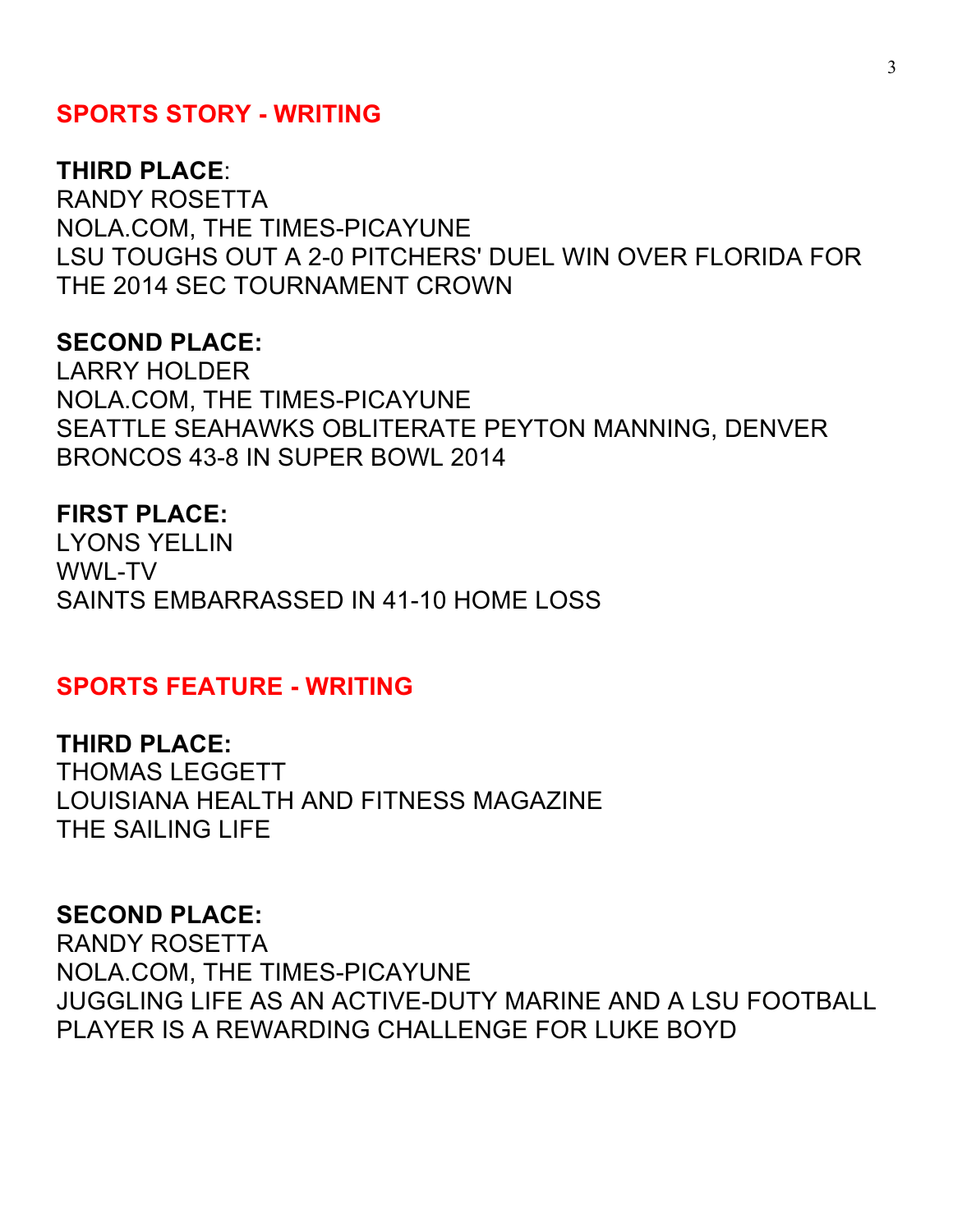## SPORTS STORY - WRITING

**THIRD PLACE**:
RANDY ROSETTA
NOLA.COM, THE TIMES-PICAYUNE
LSU TOUGHS OUT A 2-0 PITCHERS' DUEL WIN OVER FLORIDA FOR THE 2014 SEC TOURNAMENT CROWN

**SECOND PLACE:**
LARRY HOLDER
NOLA.COM, THE TIMES-PICAYUNE
SEATTLE SEAHAWKS OBLITERATE PEYTON MANNING, DENVER BRONCOS 43-8 IN SUPER BOWL 2014

**FIRST PLACE:**
LYONS YELLIN
WWL-TV
SAINTS EMBARRASSED IN 41-10 HOME LOSS

## SPORTS FEATURE - WRITING

**THIRD PLACE:**
THOMAS LEGGETT
LOUISIANA HEALTH AND FITNESS MAGAZINE
THE SAILING LIFE

**SECOND PLACE:**
RANDY ROSETTA
NOLA.COM, THE TIMES-PICAYUNE
JUGGLING LIFE AS AN ACTIVE-DUTY MARINE AND A LSU FOOTBALL PLAYER IS A REWARDING CHALLENGE FOR LUKE BOYD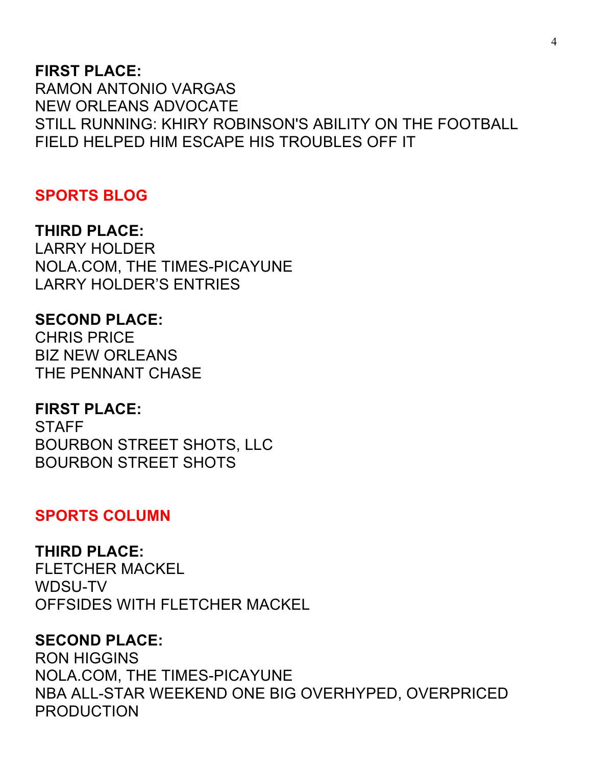**FIRST PLACE:**
RAMON ANTONIO VARGAS
NEW ORLEANS ADVOCATE
STILL RUNNING: KHIRY ROBINSON'S ABILITY ON THE FOOTBALL FIELD HELPED HIM ESCAPE HIS TROUBLES OFF IT

## SPORTS BLOG

**THIRD PLACE:**
LARRY HOLDER
NOLA.COM, THE TIMES-PICAYUNE
LARRY HOLDER'S ENTRIES

**SECOND PLACE:**
CHRIS PRICE
BIZ NEW ORLEANS
THE PENNANT CHASE

**FIRST PLACE:**
STAFF
BOURBON STREET SHOTS, LLC
BOURBON STREET SHOTS

## SPORTS COLUMN

**THIRD PLACE:**
FLETCHER MACKEL
WDSU-TV
OFFSIDES WITH FLETCHER MACKEL

**SECOND PLACE:**
RON HIGGINS
NOLA.COM, THE TIMES-PICAYUNE
NBA ALL-STAR WEEKEND ONE BIG OVERHYPED, OVERPRICED PRODUCTION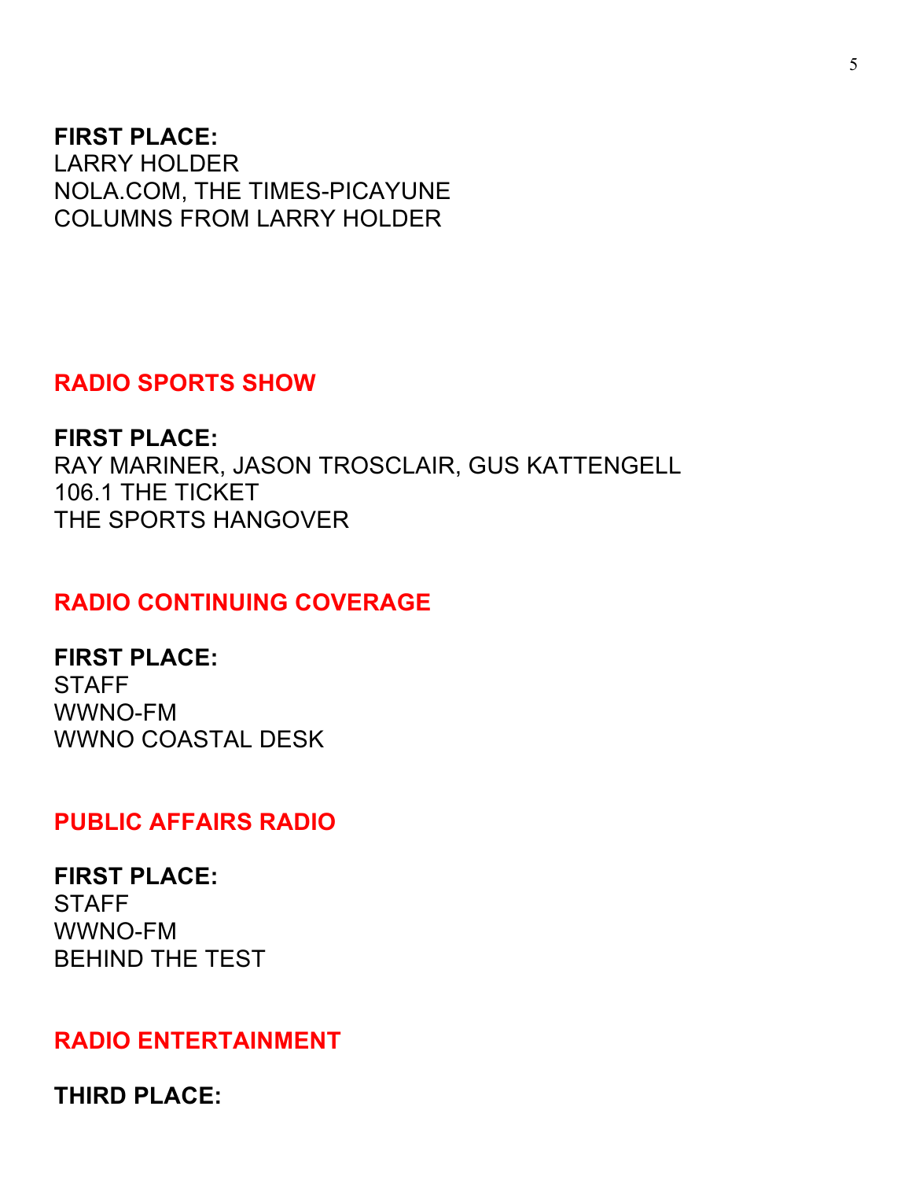**FIRST PLACE:**
LARRY HOLDER
NOLA.COM, THE TIMES-PICAYUNE
COLUMNS FROM LARRY HOLDER

## RADIO SPORTS SHOW

**FIRST PLACE:**
RAY MARINER, JASON TROSCLAIR, GUS KATTENGELL
106.1 THE TICKET
THE SPORTS HANGOVER

## RADIO CONTINUING COVERAGE

**FIRST PLACE:**
STAFF
WWNO-FM
WWNO COASTAL DESK

## PUBLIC AFFAIRS RADIO

**FIRST PLACE:**
STAFF
WWNO-FM
BEHIND THE TEST

## RADIO ENTERTAINMENT

**THIRD PLACE:**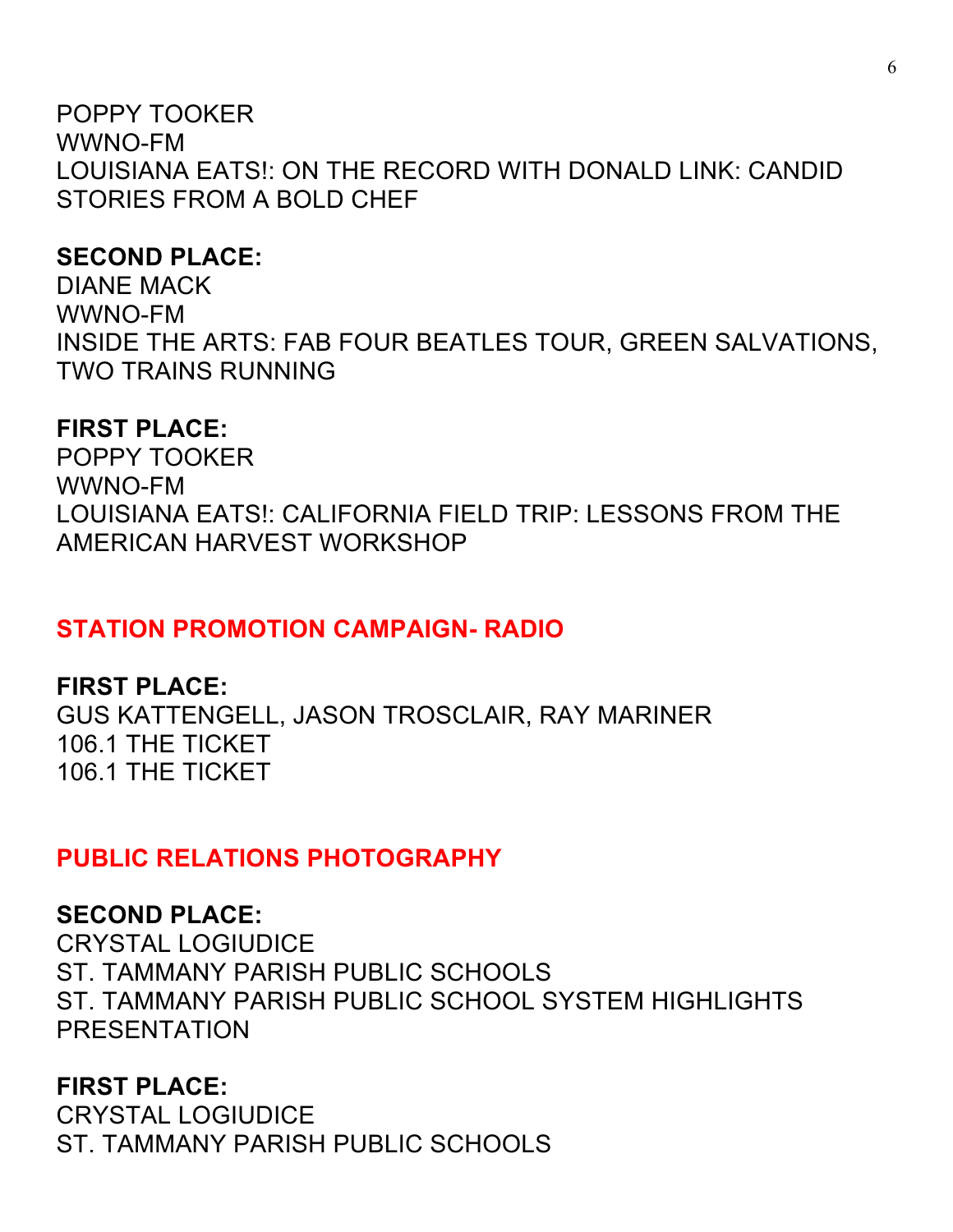POPPY TOOKER
WWNO-FM
LOUISIANA EATS!: ON THE RECORD WITH DONALD LINK: CANDID STORIES FROM A BOLD CHEF

**SECOND PLACE:**
DIANE MACK
WWNO-FM
INSIDE THE ARTS: FAB FOUR BEATLES TOUR, GREEN SALVATIONS, TWO TRAINS RUNNING

**FIRST PLACE:**
POPPY TOOKER
WWNO-FM
LOUISIANA EATS!: CALIFORNIA FIELD TRIP: LESSONS FROM THE AMERICAN HARVEST WORKSHOP

## STATION PROMOTION CAMPAIGN- RADIO

**FIRST PLACE:**
GUS KATTENGELL, JASON TROSCLAIR, RAY MARINER
106.1 THE TICKET
106.1 THE TICKET

## PUBLIC RELATIONS PHOTOGRAPHY

**SECOND PLACE:**
CRYSTAL LOGIUDICE
ST. TAMMANY PARISH PUBLIC SCHOOLS
ST. TAMMANY PARISH PUBLIC SCHOOL SYSTEM HIGHLIGHTS PRESENTATION

**FIRST PLACE:**
CRYSTAL LOGIUDICE
ST. TAMMANY PARISH PUBLIC SCHOOLS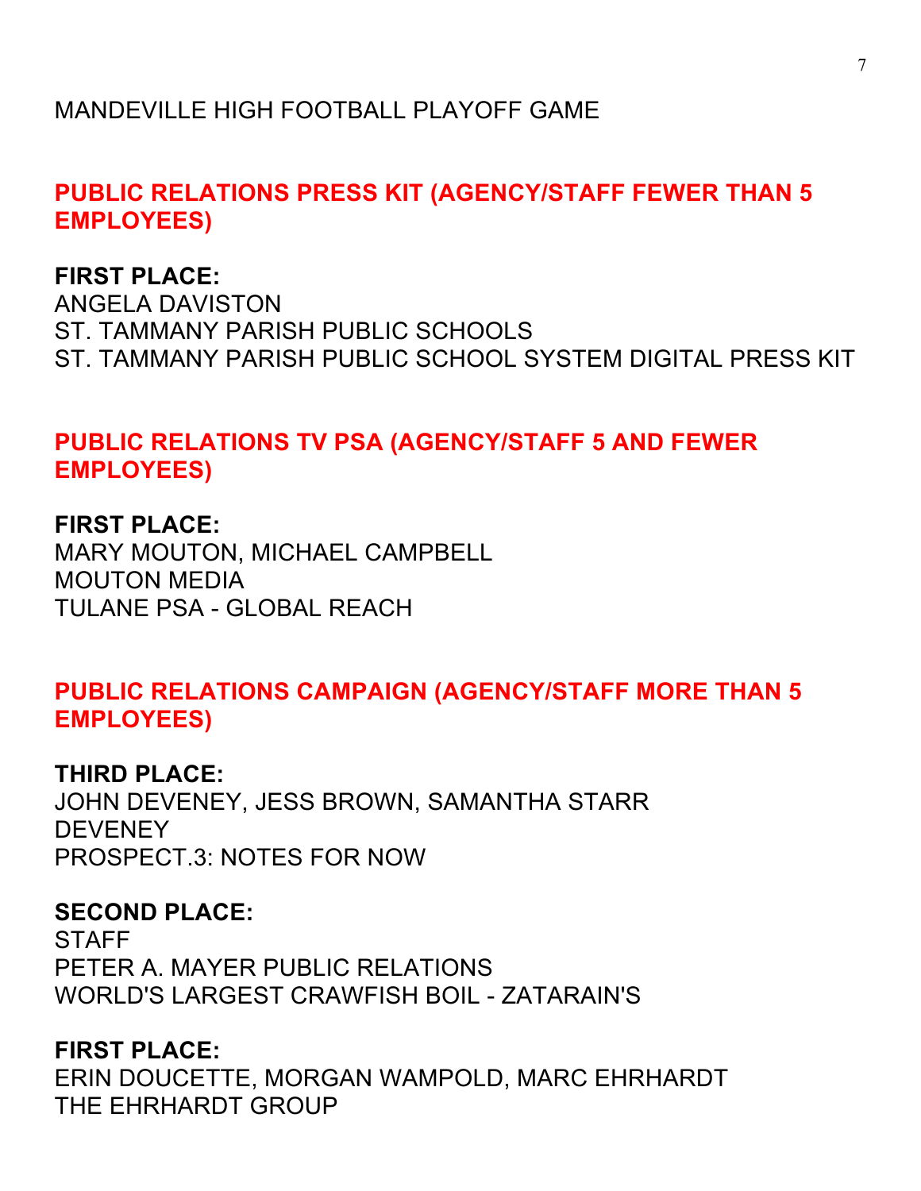MANDEVILLE HIGH FOOTBALL PLAYOFF GAME

## PUBLIC RELATIONS PRESS KIT (AGENCY/STAFF FEWER THAN 5 EMPLOYEES)

**FIRST PLACE:**
ANGELA DAVISTON
ST. TAMMANY PARISH PUBLIC SCHOOLS
ST. TAMMANY PARISH PUBLIC SCHOOL SYSTEM DIGITAL PRESS KIT

## PUBLIC RELATIONS TV PSA (AGENCY/STAFF 5 AND FEWER EMPLOYEES)

**FIRST PLACE:**
MARY MOUTON, MICHAEL CAMPBELL
MOUTON MEDIA
TULANE PSA - GLOBAL REACH

## PUBLIC RELATIONS CAMPAIGN (AGENCY/STAFF MORE THAN 5 EMPLOYEES)

**THIRD PLACE:**
JOHN DEVENEY, JESS BROWN, SAMANTHA STARR
DEVENEY
PROSPECT.3: NOTES FOR NOW

**SECOND PLACE:**
STAFF
PETER A. MAYER PUBLIC RELATIONS
WORLD'S LARGEST CRAWFISH BOIL - ZATARAIN'S

**FIRST PLACE:**
ERIN DOUCETTE, MORGAN WAMPOLD, MARC EHRHARDT
THE EHRHARDT GROUP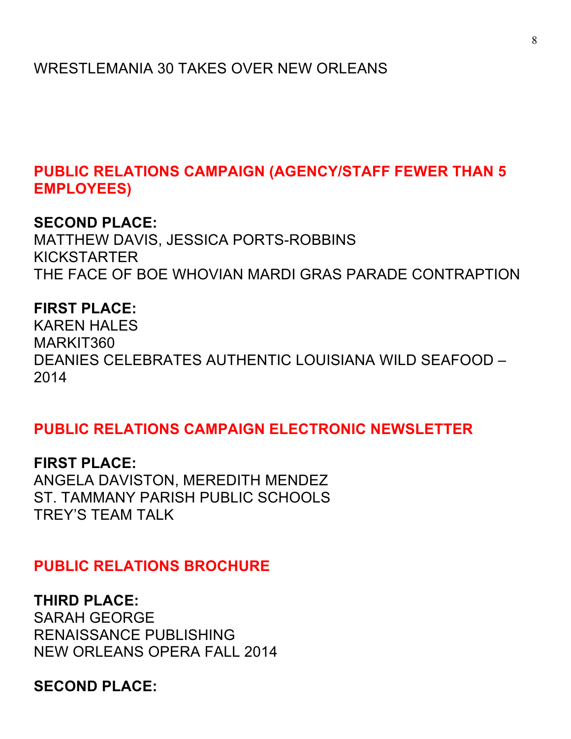WRESTLEMANIA 30 TAKES OVER NEW ORLEANS

## PUBLIC RELATIONS CAMPAIGN (AGENCY/STAFF FEWER THAN 5 EMPLOYEES)

**SECOND PLACE:**
MATTHEW DAVIS, JESSICA PORTS-ROBBINS
KICKSTARTER
THE FACE OF BOE WHOVIAN MARDI GRAS PARADE CONTRAPTION

**FIRST PLACE:**
KAREN HALES
MARKIT360
DEANIES CELEBRATES AUTHENTIC LOUISIANA WILD SEAFOOD – 2014

## PUBLIC RELATIONS CAMPAIGN ELECTRONIC NEWSLETTER

**FIRST PLACE:**
ANGELA DAVISTON, MEREDITH MENDEZ
ST. TAMMANY PARISH PUBLIC SCHOOLS
TREY'S TEAM TALK

## PUBLIC RELATIONS BROCHURE

**THIRD PLACE:**
SARAH GEORGE
RENAISSANCE PUBLISHING
NEW ORLEANS OPERA FALL 2014

**SECOND PLACE:**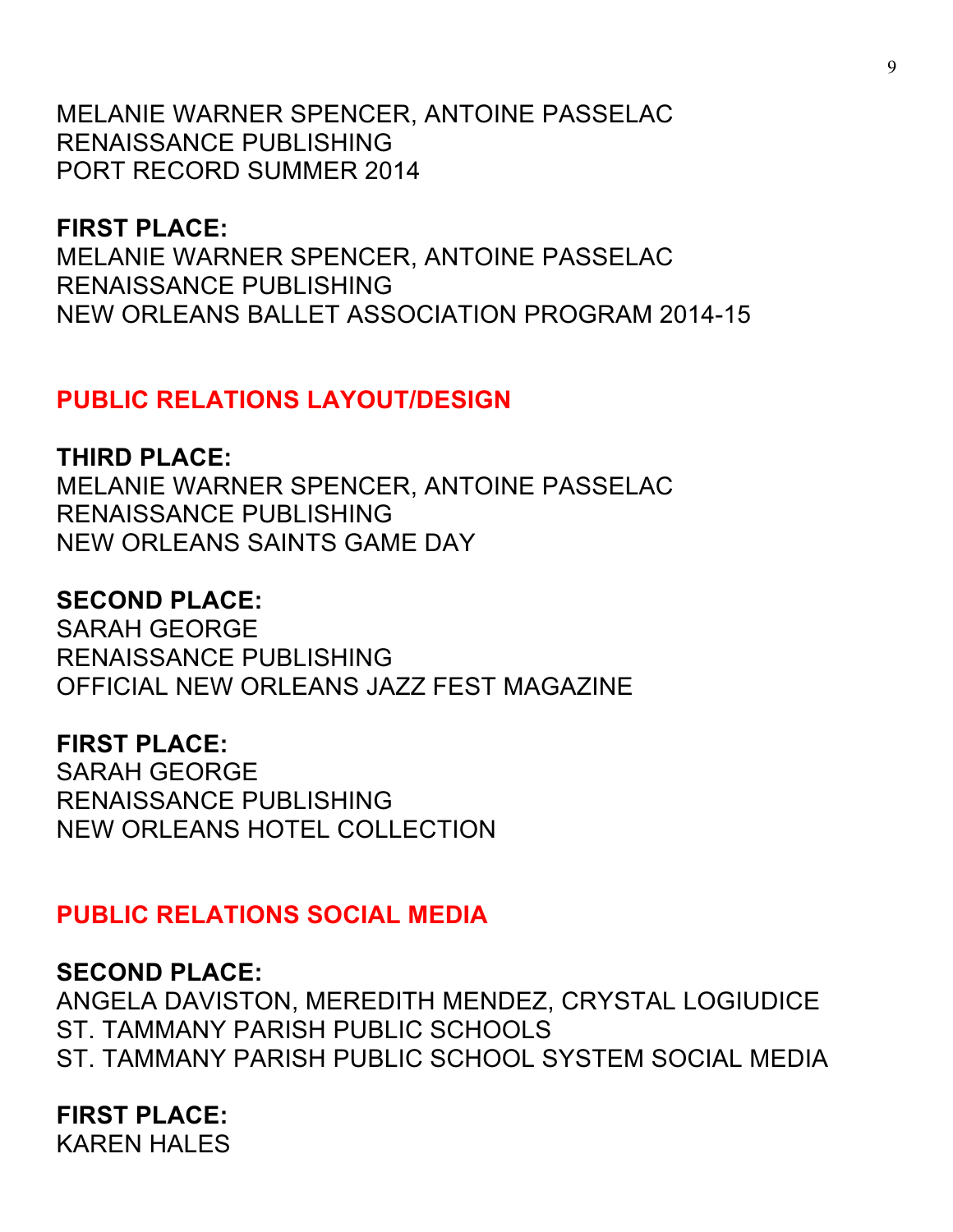MELANIE WARNER SPENCER, ANTOINE PASSELAC
RENAISSANCE PUBLISHING
PORT RECORD SUMMER 2014

**FIRST PLACE:**
MELANIE WARNER SPENCER, ANTOINE PASSELAC
RENAISSANCE PUBLISHING
NEW ORLEANS BALLET ASSOCIATION PROGRAM 2014-15

## PUBLIC RELATIONS LAYOUT/DESIGN

**THIRD PLACE:**
MELANIE WARNER SPENCER, ANTOINE PASSELAC
RENAISSANCE PUBLISHING
NEW ORLEANS SAINTS GAME DAY

**SECOND PLACE:**
SARAH GEORGE
RENAISSANCE PUBLISHING
OFFICIAL NEW ORLEANS JAZZ FEST MAGAZINE

**FIRST PLACE:**
SARAH GEORGE
RENAISSANCE PUBLISHING
NEW ORLEANS HOTEL COLLECTION

## PUBLIC RELATIONS SOCIAL MEDIA

**SECOND PLACE:**
ANGELA DAVISTON, MEREDITH MENDEZ, CRYSTAL LOGIUDICE
ST. TAMMANY PARISH PUBLIC SCHOOLS
ST. TAMMANY PARISH PUBLIC SCHOOL SYSTEM SOCIAL MEDIA

**FIRST PLACE:**
KAREN HALES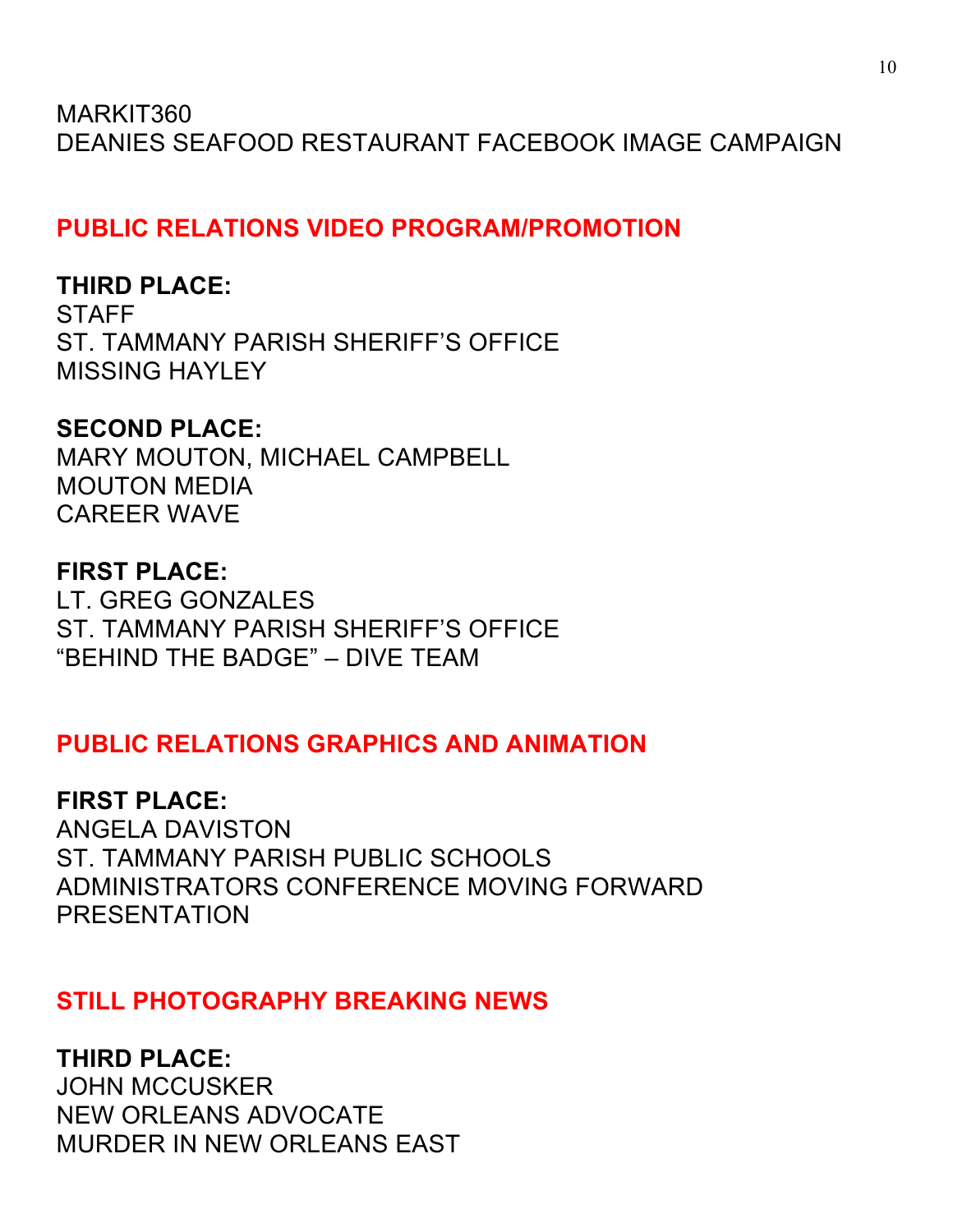MARKIT360
DEANIES SEAFOOD RESTAURANT FACEBOOK IMAGE CAMPAIGN

## PUBLIC RELATIONS VIDEO PROGRAM/PROMOTION

**THIRD PLACE:**
STAFF
ST. TAMMANY PARISH SHERIFF'S OFFICE
MISSING HAYLEY

**SECOND PLACE:**
MARY MOUTON, MICHAEL CAMPBELL
MOUTON MEDIA
CAREER WAVE

**FIRST PLACE:**
LT. GREG GONZALES
ST. TAMMANY PARISH SHERIFF'S OFFICE
"BEHIND THE BADGE" – DIVE TEAM

## PUBLIC RELATIONS GRAPHICS AND ANIMATION

**FIRST PLACE:**
ANGELA DAVISTON
ST. TAMMANY PARISH PUBLIC SCHOOLS
ADMINISTRATORS CONFERENCE MOVING FORWARD PRESENTATION

## STILL PHOTOGRAPHY BREAKING NEWS

**THIRD PLACE:**
JOHN MCCUSKER
NEW ORLEANS ADVOCATE
MURDER IN NEW ORLEANS EAST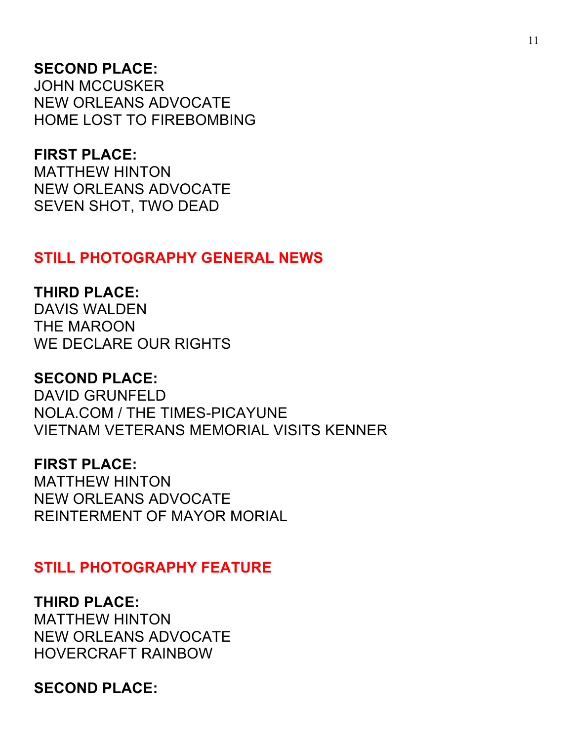**SECOND PLACE:**
JOHN MCCUSKER
NEW ORLEANS ADVOCATE
HOME LOST TO FIREBOMBING

**FIRST PLACE:**
MATTHEW HINTON
NEW ORLEANS ADVOCATE
SEVEN SHOT, TWO DEAD

## STILL PHOTOGRAPHY GENERAL NEWS

**THIRD PLACE:**
DAVIS WALDEN
THE MAROON
WE DECLARE OUR RIGHTS

**SECOND PLACE:**
DAVID GRUNFELD
NOLA.COM / THE TIMES-PICAYUNE
VIETNAM VETERANS MEMORIAL VISITS KENNER

**FIRST PLACE:**
MATTHEW HINTON
NEW ORLEANS ADVOCATE
REINTERMENT OF MAYOR MORIAL

## STILL PHOTOGRAPHY FEATURE

**THIRD PLACE:**
MATTHEW HINTON
NEW ORLEANS ADVOCATE
HOVERCRAFT RAINBOW

**SECOND PLACE:**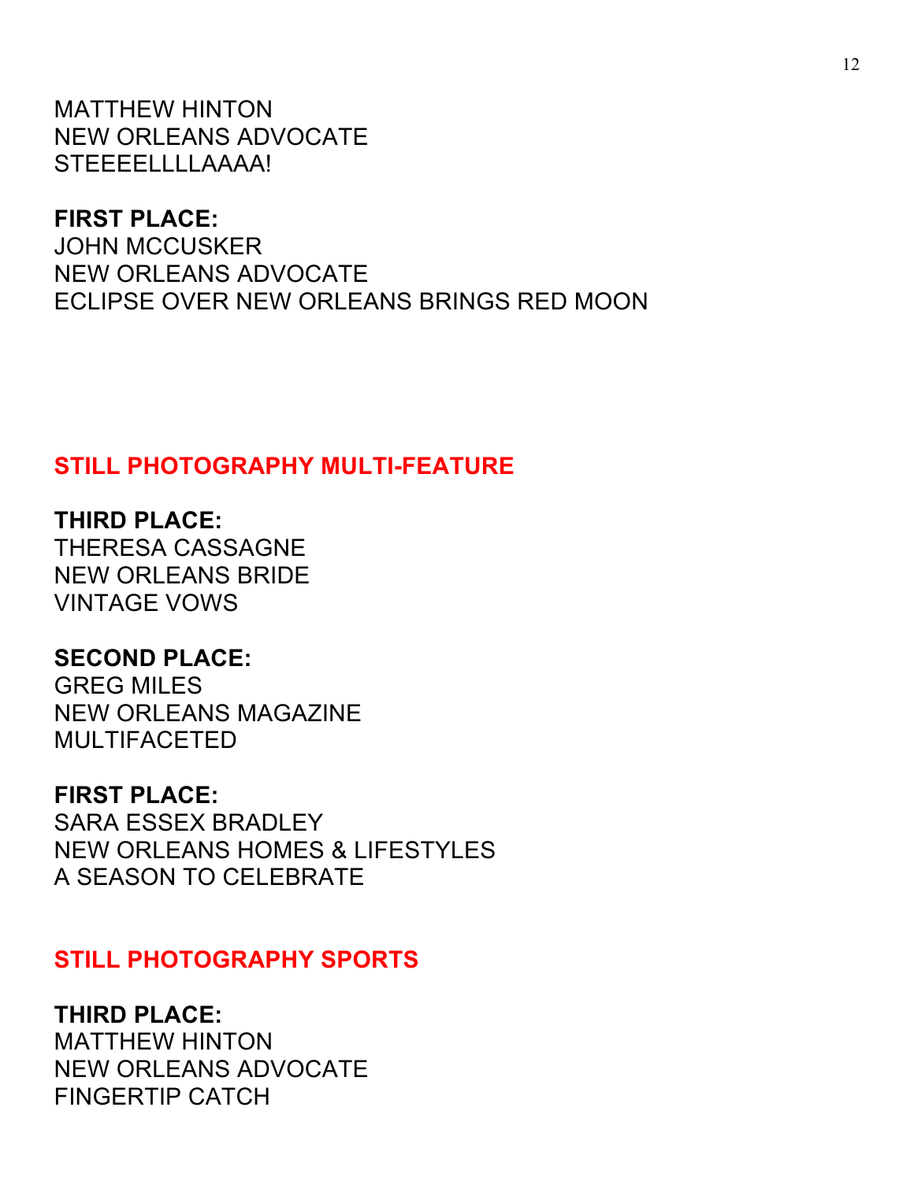MATTHEW HINTON
NEW ORLEANS ADVOCATE
STEEEELLLLAAAA!

**FIRST PLACE:**
JOHN MCCUSKER
NEW ORLEANS ADVOCATE
ECLIPSE OVER NEW ORLEANS BRINGS RED MOON

## STILL PHOTOGRAPHY MULTI-FEATURE

**THIRD PLACE:**
THERESA CASSAGNE
NEW ORLEANS BRIDE
VINTAGE VOWS

**SECOND PLACE:**
GREG MILES
NEW ORLEANS MAGAZINE
MULTIFACETED

**FIRST PLACE:**
SARA ESSEX BRADLEY
NEW ORLEANS HOMES & LIFESTYLES
A SEASON TO CELEBRATE

## STILL PHOTOGRAPHY SPORTS

**THIRD PLACE:**
MATTHEW HINTON
NEW ORLEANS ADVOCATE
FINGERTIP CATCH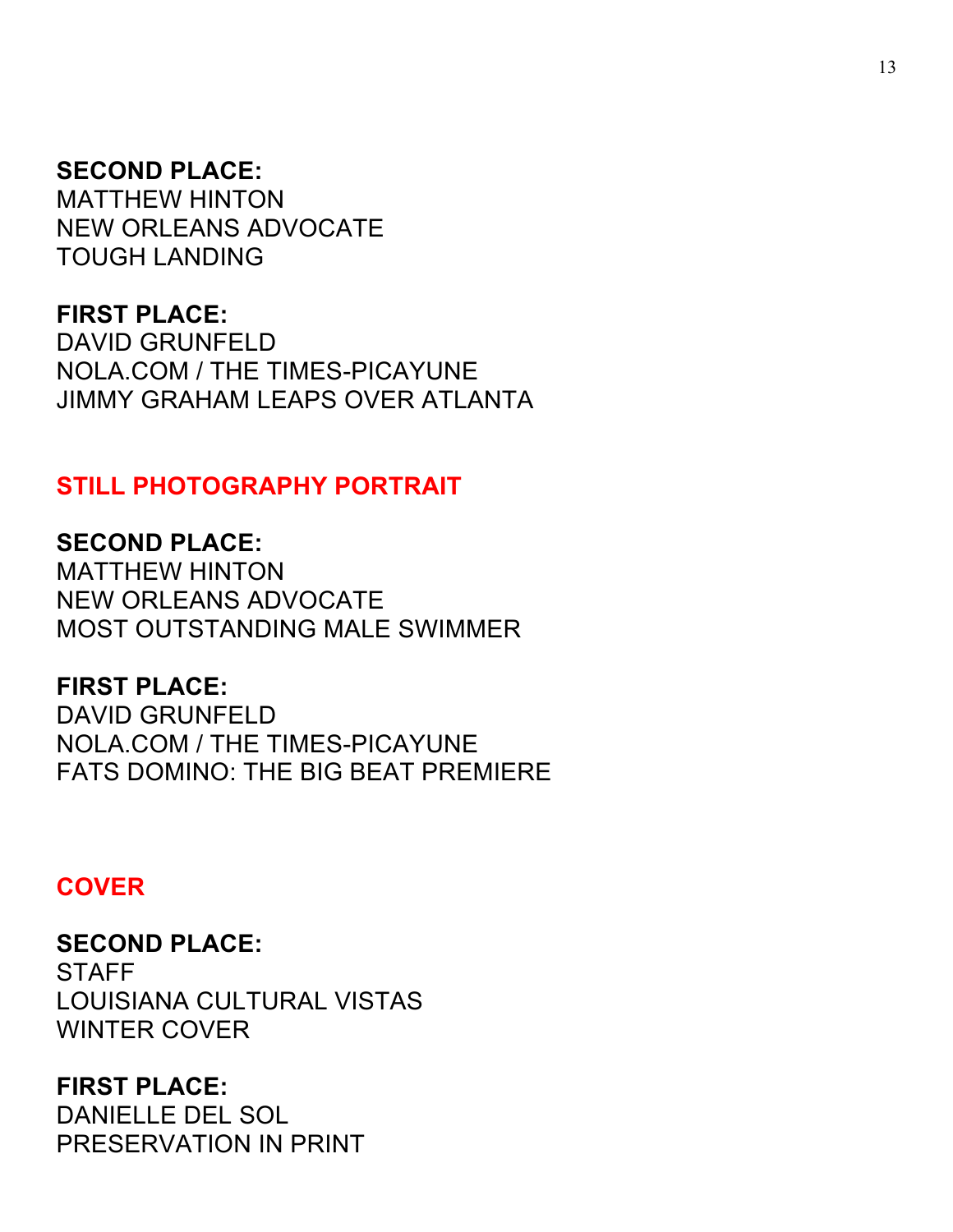**SECOND PLACE:**
MATTHEW HINTON
NEW ORLEANS ADVOCATE
TOUGH LANDING

**FIRST PLACE:**
DAVID GRUNFELD
NOLA.COM / THE TIMES-PICAYUNE
JIMMY GRAHAM LEAPS OVER ATLANTA

## STILL PHOTOGRAPHY PORTRAIT

**SECOND PLACE:**
MATTHEW HINTON
NEW ORLEANS ADVOCATE
MOST OUTSTANDING MALE SWIMMER

**FIRST PLACE:**
DAVID GRUNFELD
NOLA.COM / THE TIMES-PICAYUNE
FATS DOMINO: THE BIG BEAT PREMIERE

## COVER

**SECOND PLACE:**
STAFF
LOUISIANA CULTURAL VISTAS
WINTER COVER

**FIRST PLACE:**
DANIELLE DEL SOL
PRESERVATION IN PRINT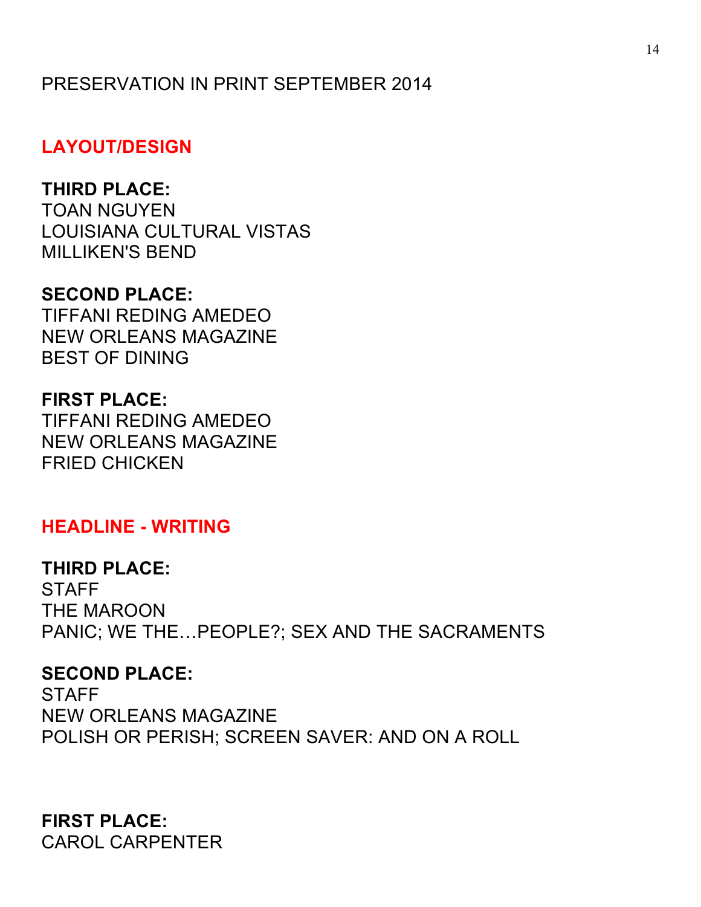PRESERVATION IN PRINT SEPTEMBER 2014

## LAYOUT/DESIGN

**THIRD PLACE:**
TOAN NGUYEN
LOUISIANA CULTURAL VISTAS
MILLIKEN'S BEND

**SECOND PLACE:**
TIFFANI REDING AMEDEO
NEW ORLEANS MAGAZINE
BEST OF DINING

**FIRST PLACE:**
TIFFANI REDING AMEDEO
NEW ORLEANS MAGAZINE
FRIED CHICKEN

## HEADLINE - WRITING

**THIRD PLACE:**
STAFF
THE MAROON
PANIC; WE THE…PEOPLE?; SEX AND THE SACRAMENTS

**SECOND PLACE:**
STAFF
NEW ORLEANS MAGAZINE
POLISH OR PERISH; SCREEN SAVER: AND ON A ROLL

**FIRST PLACE:**
CAROL CARPENTER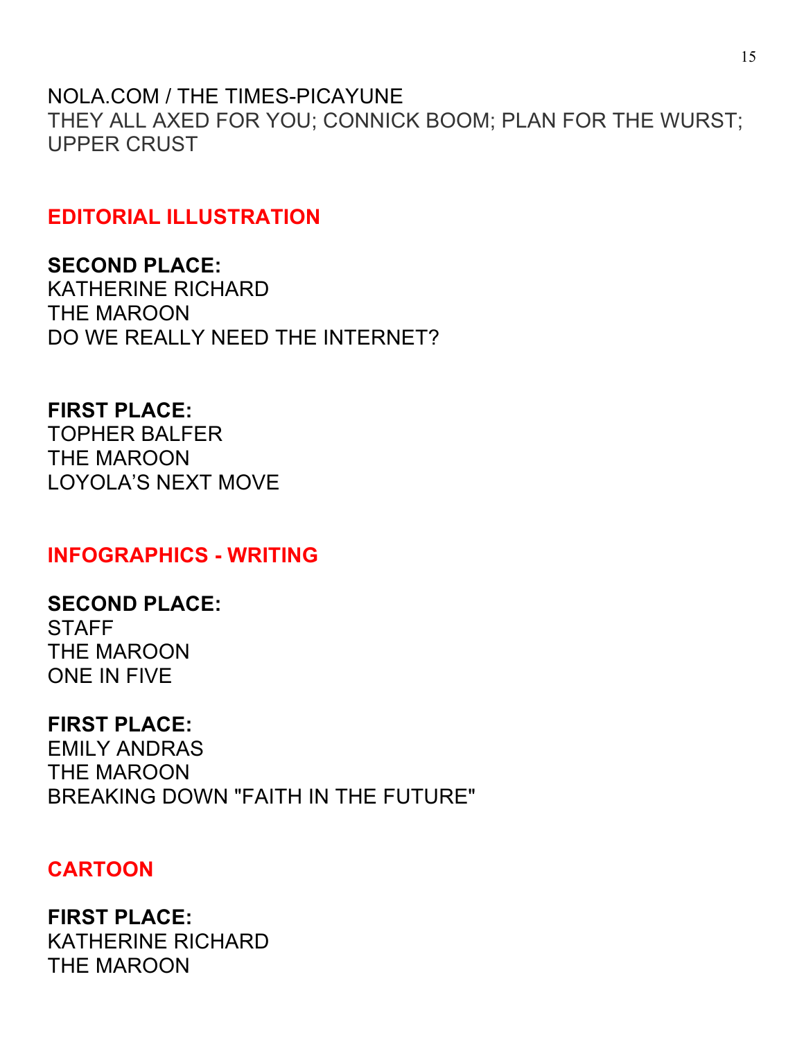NOLA.COM / THE TIMES-PICAYUNE
THEY ALL AXED FOR YOU; CONNICK BOOM; PLAN FOR THE WURST; UPPER CRUST

## EDITORIAL ILLUSTRATION

**SECOND PLACE:**
KATHERINE RICHARD
THE MAROON
DO WE REALLY NEED THE INTERNET?

**FIRST PLACE:**
TOPHER BALFER
THE MAROON
LOYOLA'S NEXT MOVE

## INFOGRAPHICS - WRITING

**SECOND PLACE:**
STAFF
THE MAROON
ONE IN FIVE

**FIRST PLACE:**
EMILY ANDRAS
THE MAROON
BREAKING DOWN "FAITH IN THE FUTURE"

## CARTOON

**FIRST PLACE:**
KATHERINE RICHARD
THE MAROON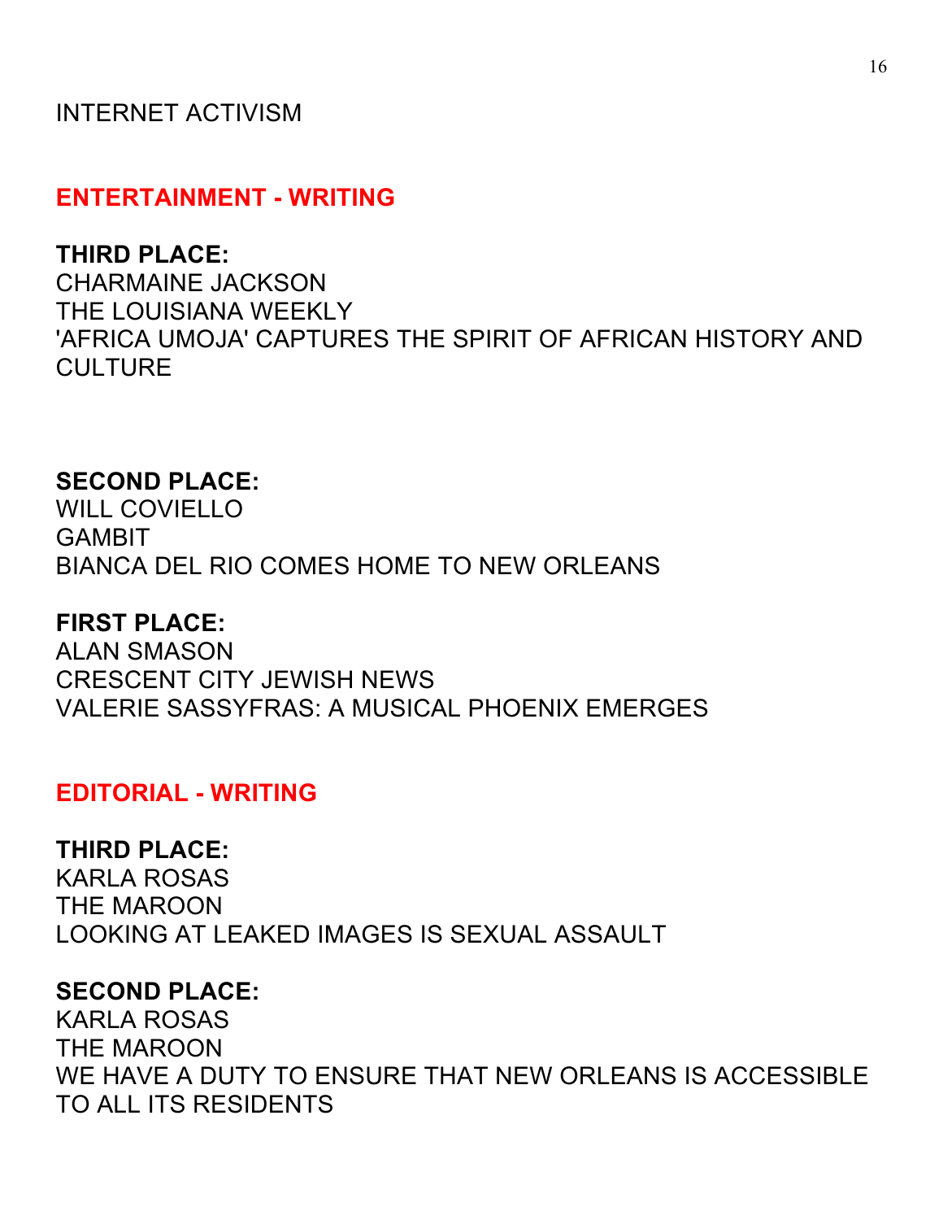INTERNET ACTIVISM

## ENTERTAINMENT - WRITING

**THIRD PLACE:**
CHARMAINE JACKSON
THE LOUISIANA WEEKLY
'AFRICA UMOJA' CAPTURES THE SPIRIT OF AFRICAN HISTORY AND CULTURE

**SECOND PLACE:**
WILL COVIELLO
GAMBIT
BIANCA DEL RIO COMES HOME TO NEW ORLEANS

**FIRST PLACE:**
ALAN SMASON
CRESCENT CITY JEWISH NEWS
VALERIE SASSYFRAS: A MUSICAL PHOENIX EMERGES

## EDITORIAL - WRITING

**THIRD PLACE:**
KARLA ROSAS
THE MAROON
LOOKING AT LEAKED IMAGES IS SEXUAL ASSAULT

**SECOND PLACE:**
KARLA ROSAS
THE MAROON
WE HAVE A DUTY TO ENSURE THAT NEW ORLEANS IS ACCESSIBLE TO ALL ITS RESIDENTS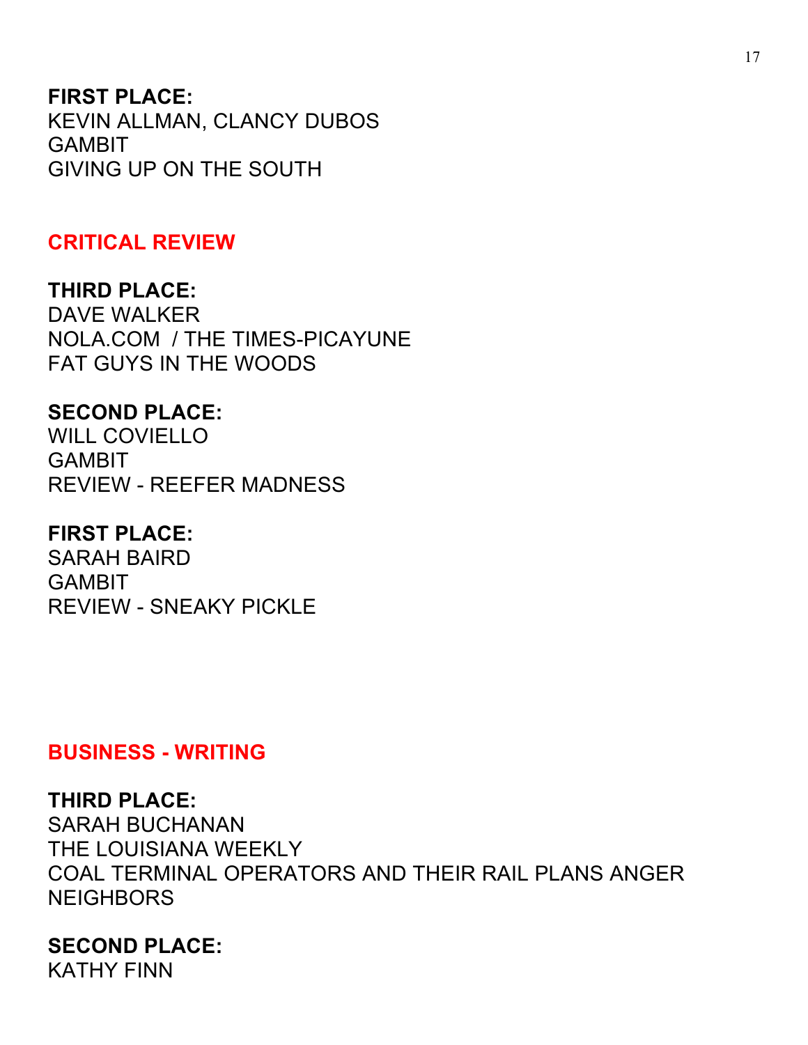**FIRST PLACE:**
KEVIN ALLMAN, CLANCY DUBOS
GAMBIT
GIVING UP ON THE SOUTH

## CRITICAL REVIEW

**THIRD PLACE:**
DAVE WALKER
NOLA.COM / THE TIMES-PICAYUNE
FAT GUYS IN THE WOODS

**SECOND PLACE:**
WILL COVIELLO
GAMBIT
REVIEW - REEFER MADNESS

**FIRST PLACE:**
SARAH BAIRD
GAMBIT
REVIEW - SNEAKY PICKLE

## BUSINESS - WRITING

**THIRD PLACE:**
SARAH BUCHANAN
THE LOUISIANA WEEKLY
COAL TERMINAL OPERATORS AND THEIR RAIL PLANS ANGER NEIGHBORS

**SECOND PLACE:**
KATHY FINN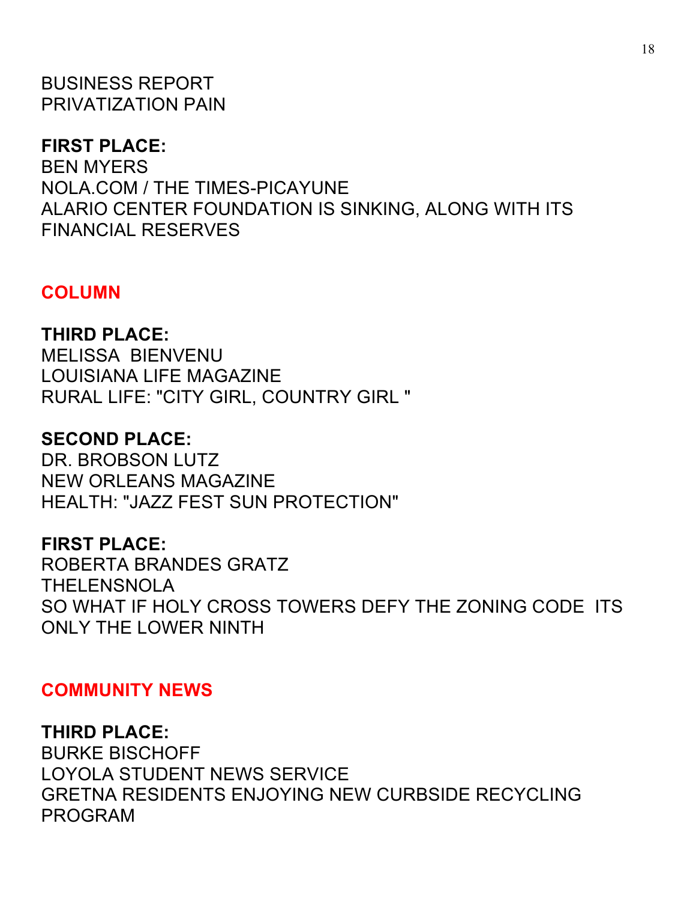BUSINESS REPORT
PRIVATIZATION PAIN

**FIRST PLACE:**
BEN MYERS
NOLA.COM / THE TIMES-PICAYUNE
ALARIO CENTER FOUNDATION IS SINKING, ALONG WITH ITS FINANCIAL RESERVES

## COLUMN

**THIRD PLACE:**
MELISSA BIENVENU
LOUISIANA LIFE MAGAZINE
RURAL LIFE: "CITY GIRL, COUNTRY GIRL "

**SECOND PLACE:**
DR. BROBSON LUTZ
NEW ORLEANS MAGAZINE
HEALTH: "JAZZ FEST SUN PROTECTION"

**FIRST PLACE:**
ROBERTA BRANDES GRATZ
THELENSNOLA
SO WHAT IF HOLY CROSS TOWERS DEFY THE ZONING CODE ITS ONLY THE LOWER NINTH

## COMMUNITY NEWS

**THIRD PLACE:**
BURKE BISCHOFF
LOYOLA STUDENT NEWS SERVICE
GRETNA RESIDENTS ENJOYING NEW CURBSIDE RECYCLING PROGRAM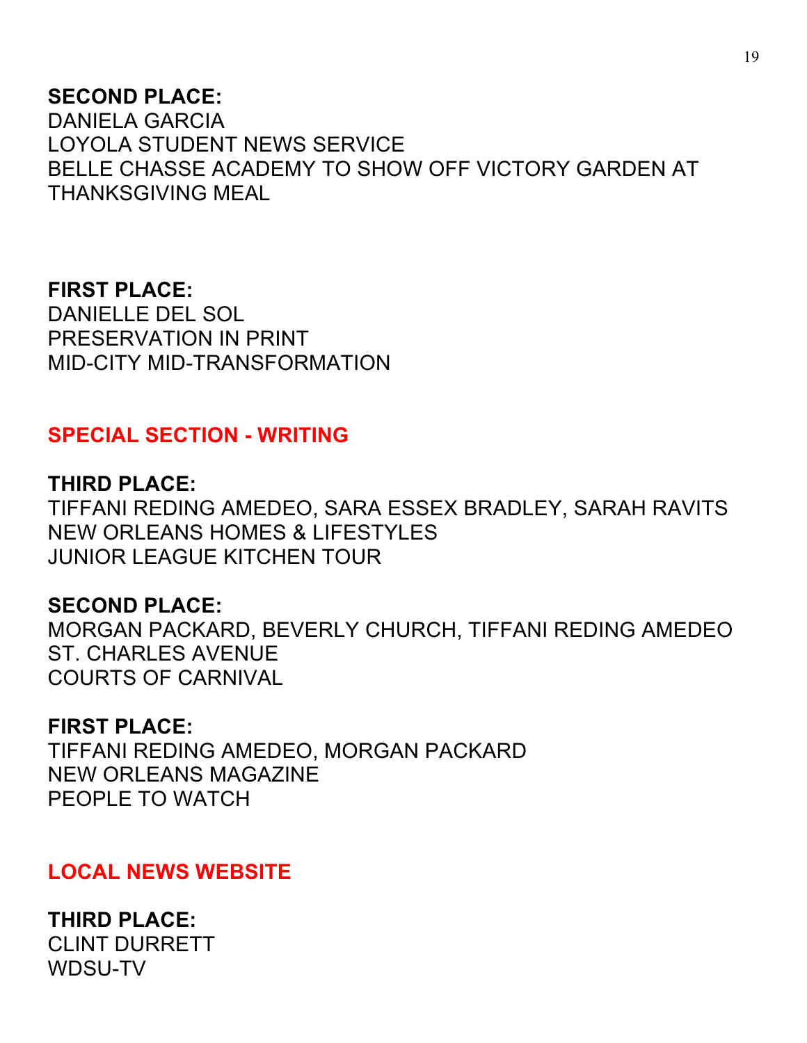**SECOND PLACE:**
DANIELA GARCIA
LOYOLA STUDENT NEWS SERVICE
BELLE CHASSE ACADEMY TO SHOW OFF VICTORY GARDEN AT THANKSGIVING MEAL

**FIRST PLACE:**
DANIELLE DEL SOL
PRESERVATION IN PRINT
MID-CITY MID-TRANSFORMATION

## SPECIAL SECTION - WRITING

**THIRD PLACE:**
TIFFANI REDING AMEDEO, SARA ESSEX BRADLEY, SARAH RAVITS
NEW ORLEANS HOMES & LIFESTYLES
JUNIOR LEAGUE KITCHEN TOUR

**SECOND PLACE:**
MORGAN PACKARD, BEVERLY CHURCH, TIFFANI REDING AMEDEO
ST. CHARLES AVENUE
COURTS OF CARNIVAL

**FIRST PLACE:**
TIFFANI REDING AMEDEO, MORGAN PACKARD
NEW ORLEANS MAGAZINE
PEOPLE TO WATCH

## LOCAL NEWS WEBSITE

**THIRD PLACE:**
CLINT DURRETT
WDSU-TV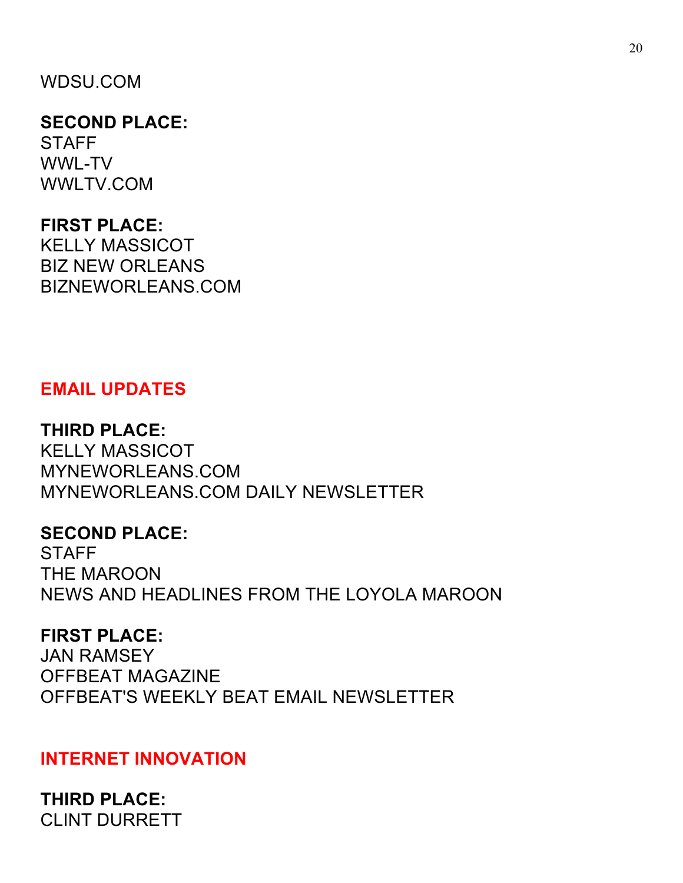WDSU.COM

**SECOND PLACE:**
STAFF
WWL-TV
WWLTV.COM

**FIRST PLACE:**
KELLY MASSICOT
BIZ NEW ORLEANS
BIZNEWORLEANS.COM

## EMAIL UPDATES

**THIRD PLACE:**
KELLY MASSICOT
MYNEWORLEANS.COM
MYNEWORLEANS.COM DAILY NEWSLETTER

**SECOND PLACE:**
STAFF
THE MAROON
NEWS AND HEADLINES FROM THE LOYOLA MAROON

**FIRST PLACE:**
JAN RAMSEY
OFFBEAT MAGAZINE
OFFBEAT'S WEEKLY BEAT EMAIL NEWSLETTER

## INTERNET INNOVATION

**THIRD PLACE:**
CLINT DURRETT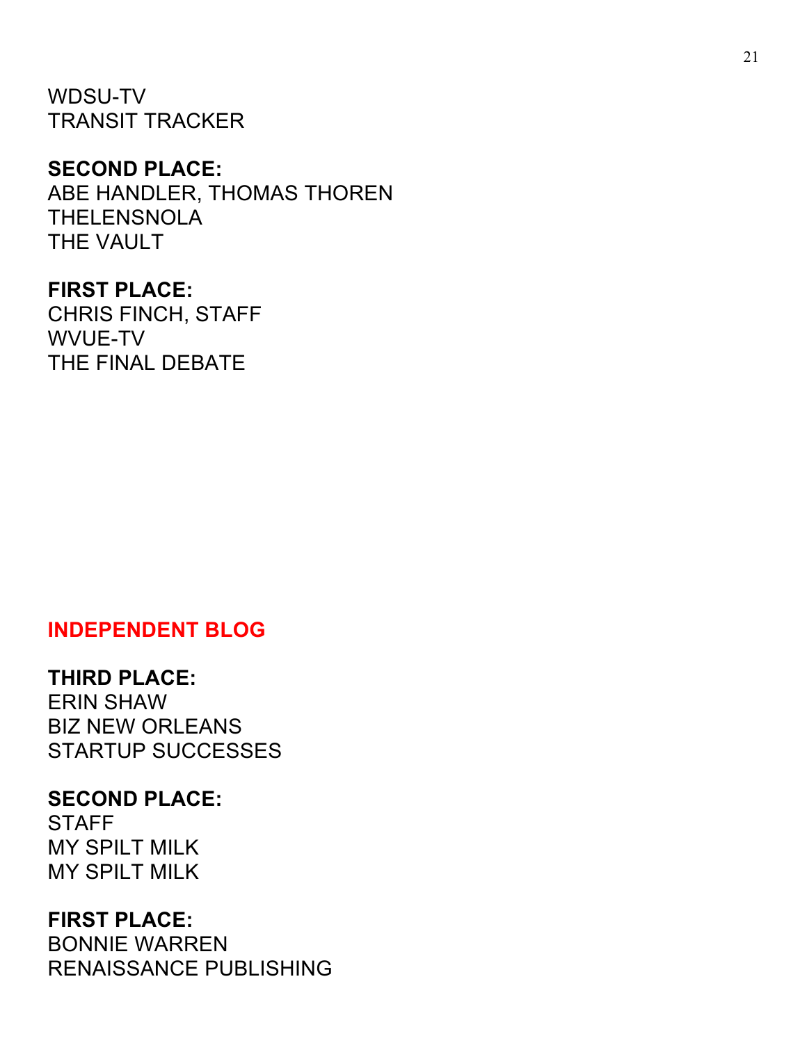WDSU-TV
TRANSIT TRACKER

**SECOND PLACE:**
ABE HANDLER, THOMAS THOREN
THELENSNOLA
THE VAULT

**FIRST PLACE:**
CHRIS FINCH, STAFF
WVUE-TV
THE FINAL DEBATE

## INDEPENDENT BLOG

**THIRD PLACE:**
ERIN SHAW
BIZ NEW ORLEANS
STARTUP SUCCESSES

**SECOND PLACE:**
STAFF
MY SPILT MILK
MY SPILT MILK

**FIRST PLACE:**
BONNIE WARREN
RENAISSANCE PUBLISHING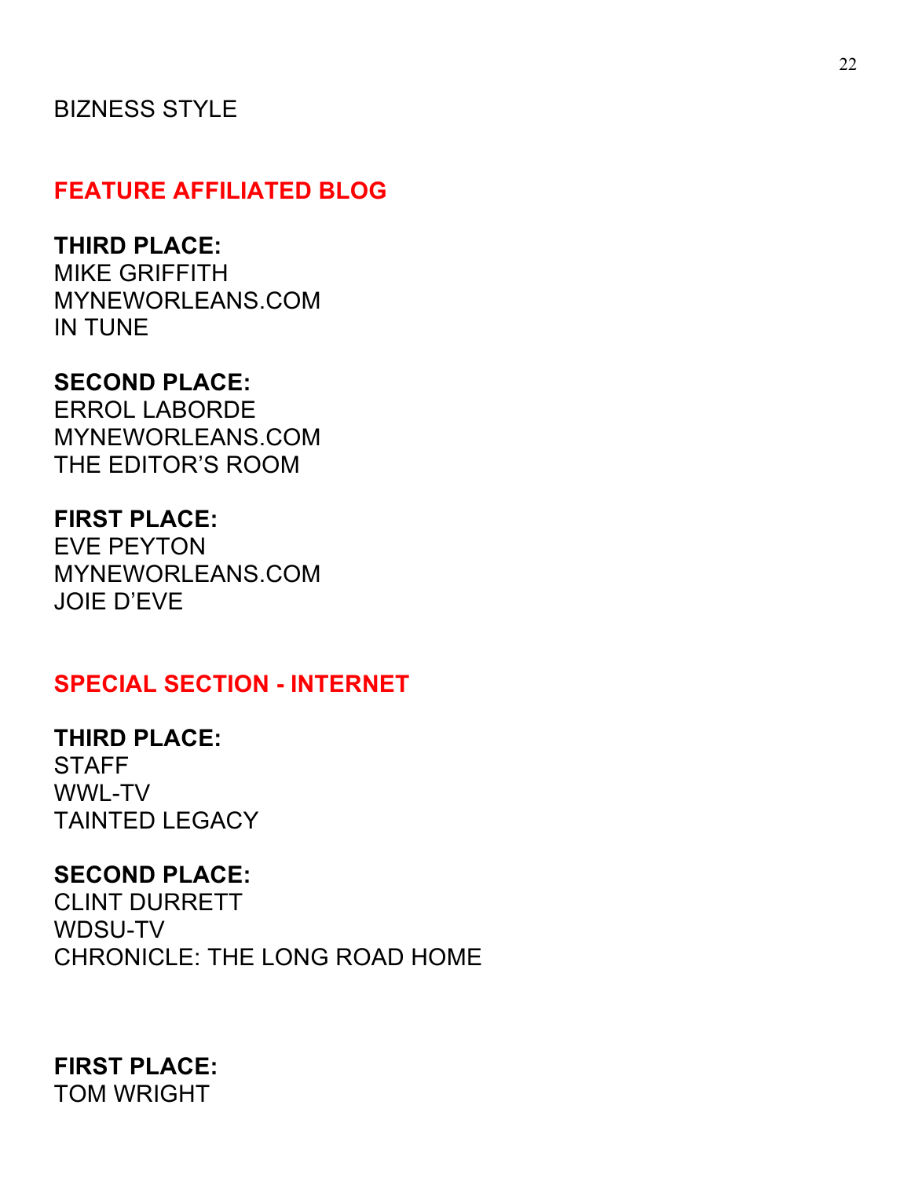BIZNESS STYLE

## FEATURE AFFILIATED BLOG

**THIRD PLACE:**
MIKE GRIFFITH
MYNEWORLEANS.COM
IN TUNE

**SECOND PLACE:**
ERROL LABORDE
MYNEWORLEANS.COM
THE EDITOR'S ROOM

**FIRST PLACE:**
EVE PEYTON
MYNEWORLEANS.COM
JOIE D'EVE

## SPECIAL SECTION - INTERNET

**THIRD PLACE:**
STAFF
WWL-TV
TAINTED LEGACY

**SECOND PLACE:**
CLINT DURRETT
WDSU-TV
CHRONICLE: THE LONG ROAD HOME

**FIRST PLACE:**
TOM WRIGHT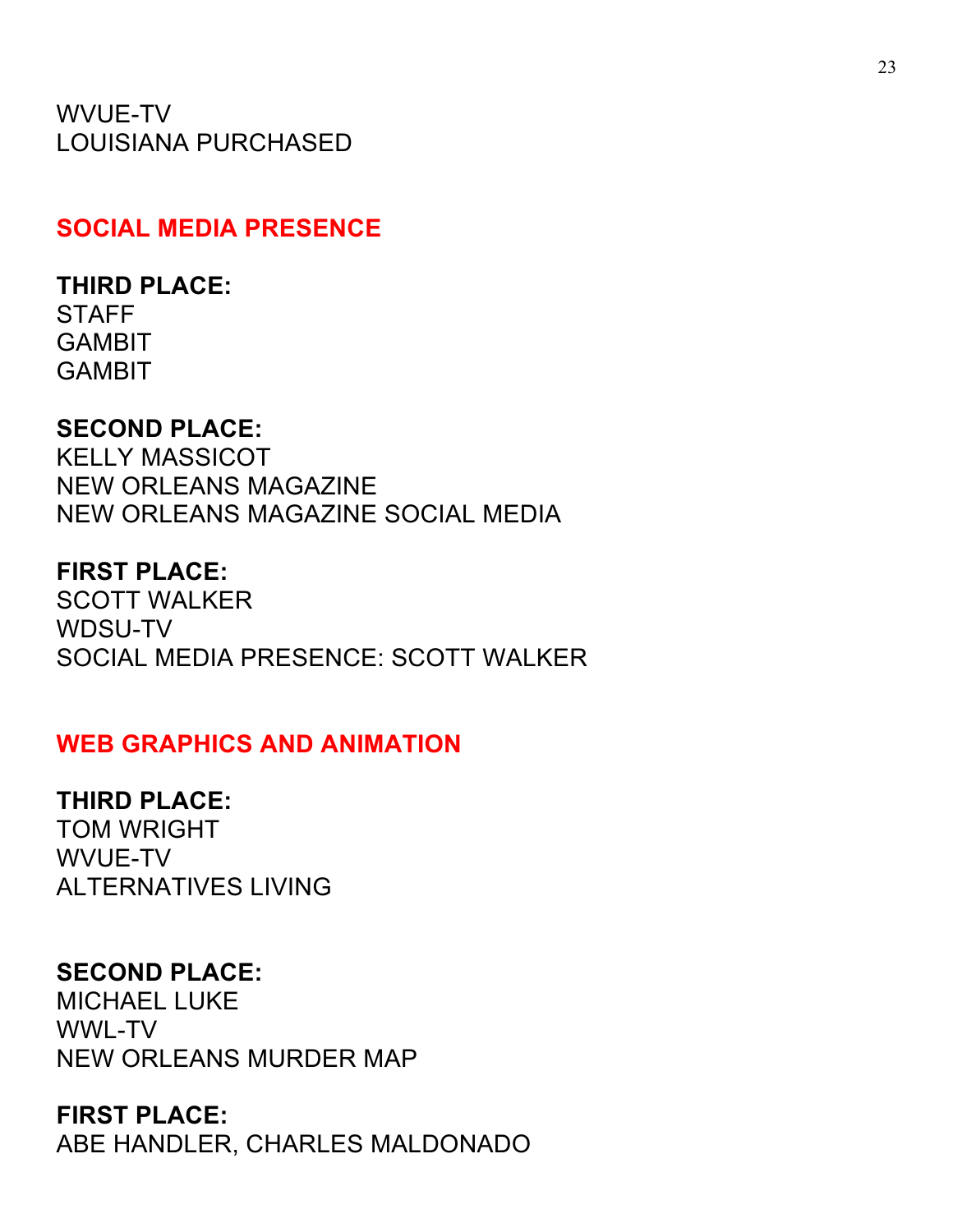WVUE-TV
LOUISIANA PURCHASED

## SOCIAL MEDIA PRESENCE

**THIRD PLACE:**
STAFF
GAMBIT
GAMBIT

**SECOND PLACE:**
KELLY MASSICOT
NEW ORLEANS MAGAZINE
NEW ORLEANS MAGAZINE SOCIAL MEDIA

**FIRST PLACE:**
SCOTT WALKER
WDSU-TV
SOCIAL MEDIA PRESENCE: SCOTT WALKER

## WEB GRAPHICS AND ANIMATION

**THIRD PLACE:**
TOM WRIGHT
WVUE-TV
ALTERNATIVES LIVING

**SECOND PLACE:**
MICHAEL LUKE
WWL-TV
NEW ORLEANS MURDER MAP

**FIRST PLACE:**
ABE HANDLER, CHARLES MALDONADO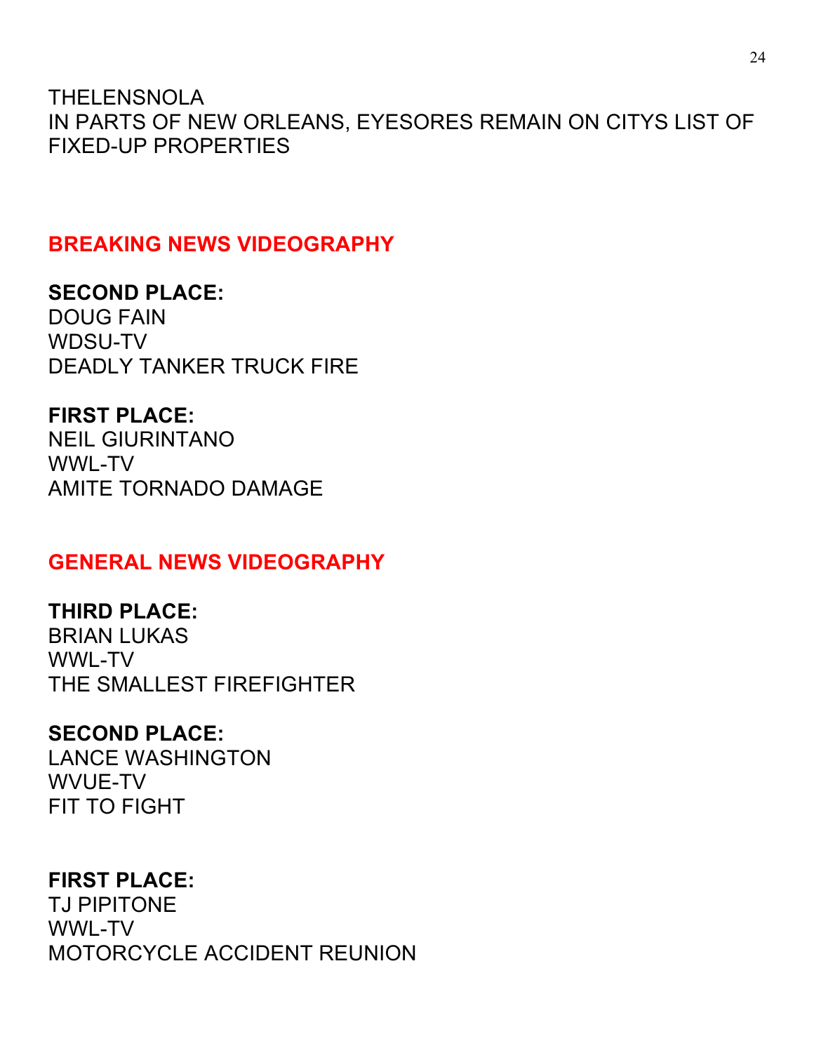THELENSNOLA
IN PARTS OF NEW ORLEANS, EYESORES REMAIN ON CITYS LIST OF FIXED-UP PROPERTIES

## BREAKING NEWS VIDEOGRAPHY

**SECOND PLACE:**
DOUG FAIN
WDSU-TV
DEADLY TANKER TRUCK FIRE

**FIRST PLACE:**
NEIL GIURINTANO
WWL-TV
AMITE TORNADO DAMAGE

## GENERAL NEWS VIDEOGRAPHY

**THIRD PLACE:**
BRIAN LUKAS
WWL-TV
THE SMALLEST FIREFIGHTER

**SECOND PLACE:**
LANCE WASHINGTON
WVUE-TV
FIT TO FIGHT

**FIRST PLACE:**
TJ PIPITONE
WWL-TV
MOTORCYCLE ACCIDENT REUNION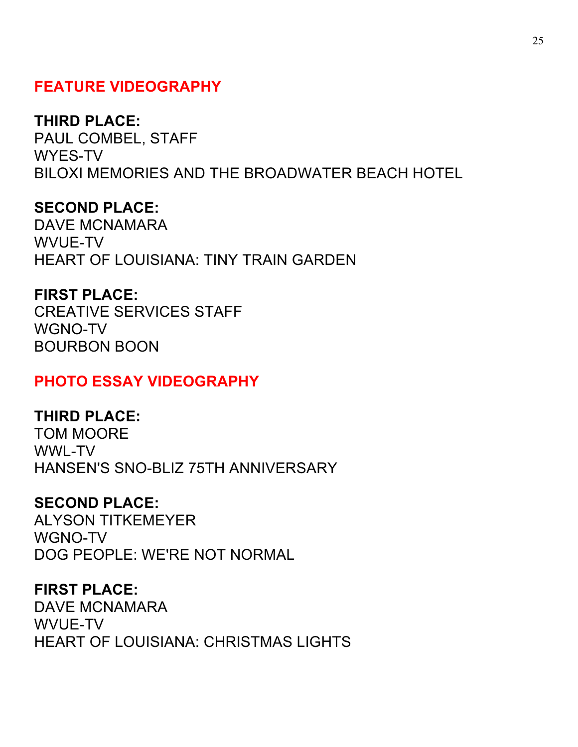## FEATURE VIDEOGRAPHY

**THIRD PLACE:**
PAUL COMBEL, STAFF
WYES-TV
BILOXI MEMORIES AND THE BROADWATER BEACH HOTEL

**SECOND PLACE:**
DAVE MCNAMARA
WVUE-TV
HEART OF LOUISIANA: TINY TRAIN GARDEN

**FIRST PLACE:**
CREATIVE SERVICES STAFF
WGNO-TV
BOURBON BOON

## PHOTO ESSAY VIDEOGRAPHY

**THIRD PLACE:**
TOM MOORE
WWL-TV
HANSEN'S SNO-BLIZ 75TH ANNIVERSARY

**SECOND PLACE:**
ALYSON TITKEMEYER
WGNO-TV
DOG PEOPLE: WE'RE NOT NORMAL

**FIRST PLACE:**
DAVE MCNAMARA
WVUE-TV
HEART OF LOUISIANA: CHRISTMAS LIGHTS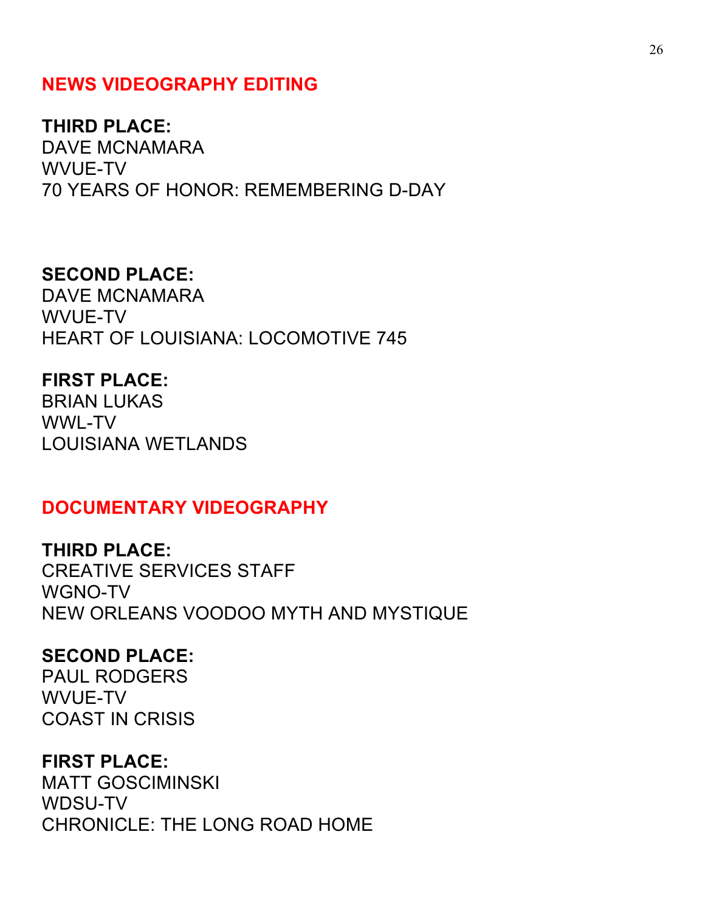## NEWS VIDEOGRAPHY EDITING

**THIRD PLACE:**
DAVE MCNAMARA
WVUE-TV
70 YEARS OF HONOR: REMEMBERING D-DAY

**SECOND PLACE:**
DAVE MCNAMARA
WVUE-TV
HEART OF LOUISIANA: LOCOMOTIVE 745

**FIRST PLACE:**
BRIAN LUKAS
WWL-TV
LOUISIANA WETLANDS

## DOCUMENTARY VIDEOGRAPHY

**THIRD PLACE:**
CREATIVE SERVICES STAFF
WGNO-TV
NEW ORLEANS VOODOO MYTH AND MYSTIQUE

**SECOND PLACE:**
PAUL RODGERS
WVUE-TV
COAST IN CRISIS

**FIRST PLACE:**
MATT GOSCIMINSKI
WDSU-TV
CHRONICLE: THE LONG ROAD HOME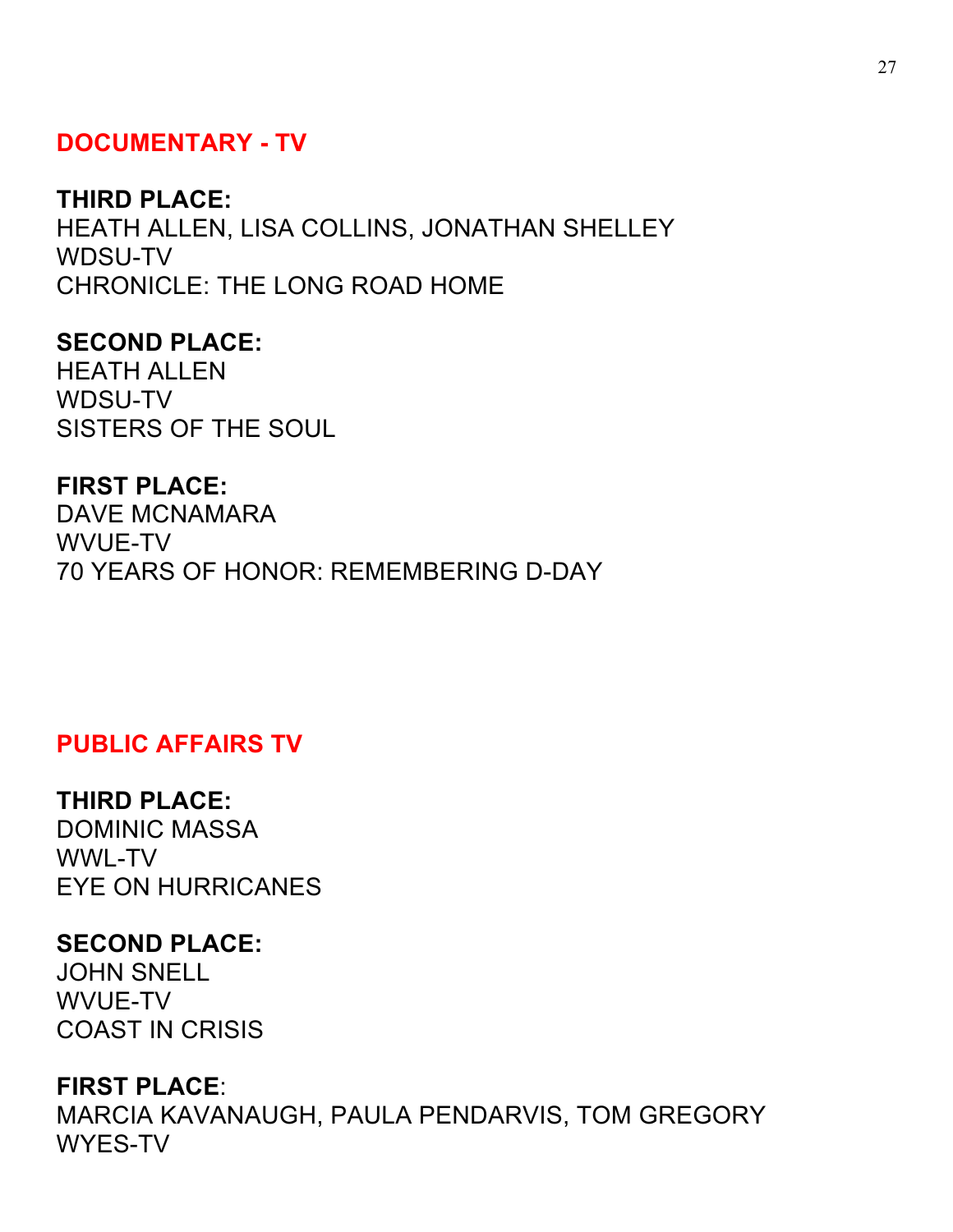## DOCUMENTARY - TV

**THIRD PLACE:**
HEATH ALLEN, LISA COLLINS, JONATHAN SHELLEY
WDSU-TV
CHRONICLE: THE LONG ROAD HOME

**SECOND PLACE:**
HEATH ALLEN
WDSU-TV
SISTERS OF THE SOUL

**FIRST PLACE:**
DAVE MCNAMARA
WVUE-TV
70 YEARS OF HONOR: REMEMBERING D-DAY

## PUBLIC AFFAIRS TV

**THIRD PLACE:**
DOMINIC MASSA
WWL-TV
EYE ON HURRICANES

**SECOND PLACE:**
JOHN SNELL
WVUE-TV
COAST IN CRISIS

**FIRST PLACE**:
MARCIA KAVANAUGH, PAULA PENDARVIS, TOM GREGORY
WYES-TV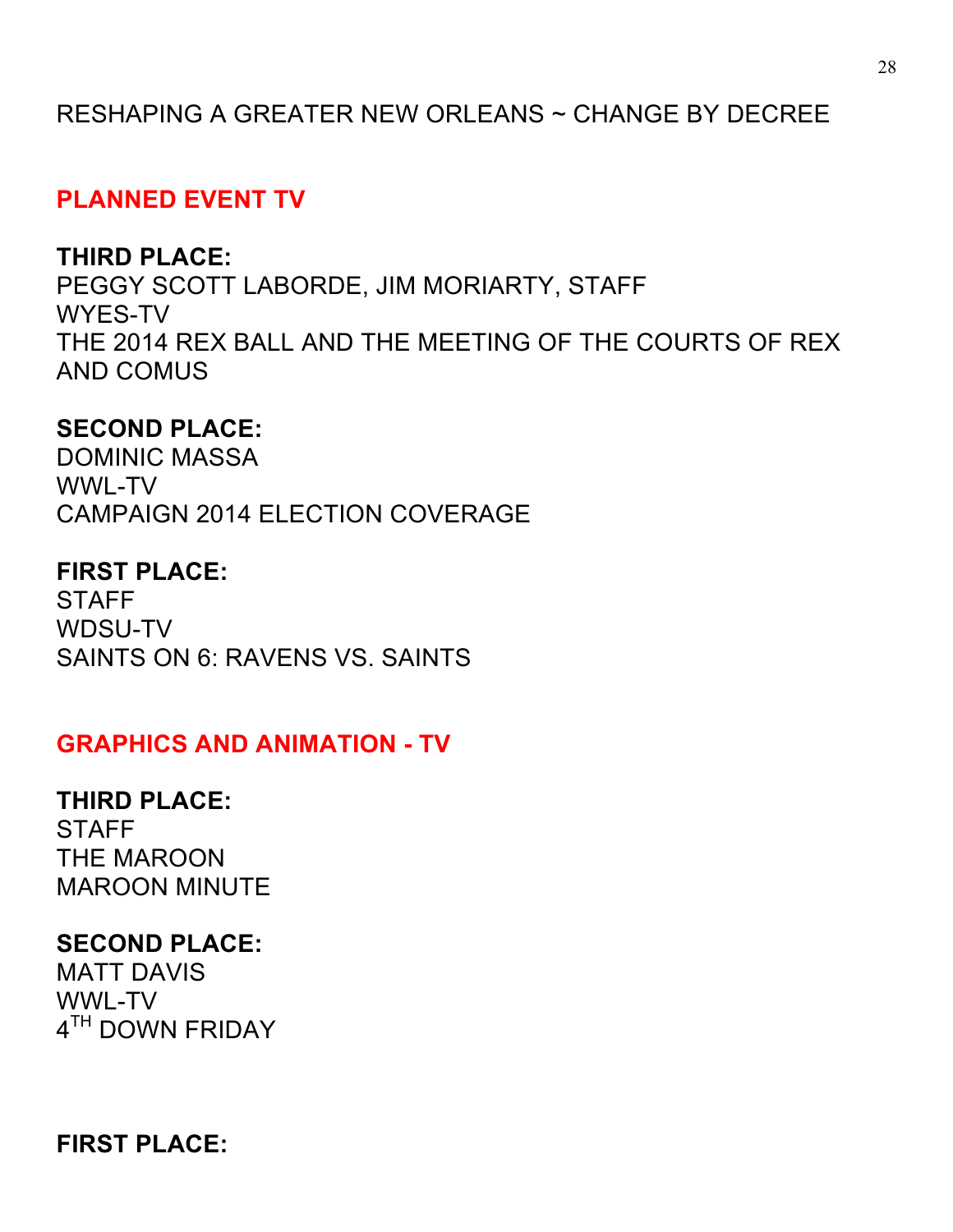RESHAPING A GREATER NEW ORLEANS ~ CHANGE BY DECREE

## PLANNED EVENT TV

**THIRD PLACE:**
PEGGY SCOTT LABORDE, JIM MORIARTY, STAFF
WYES-TV
THE 2014 REX BALL AND THE MEETING OF THE COURTS OF REX AND COMUS

**SECOND PLACE:**
DOMINIC MASSA
WWL-TV
CAMPAIGN 2014 ELECTION COVERAGE

**FIRST PLACE:**
STAFF
WDSU-TV
SAINTS ON 6: RAVENS VS. SAINTS

## GRAPHICS AND ANIMATION - TV

**THIRD PLACE:**
STAFF
THE MAROON
MAROON MINUTE

**SECOND PLACE:**
MATT DAVIS
WWL-TV
4TH DOWN FRIDAY

**FIRST PLACE:**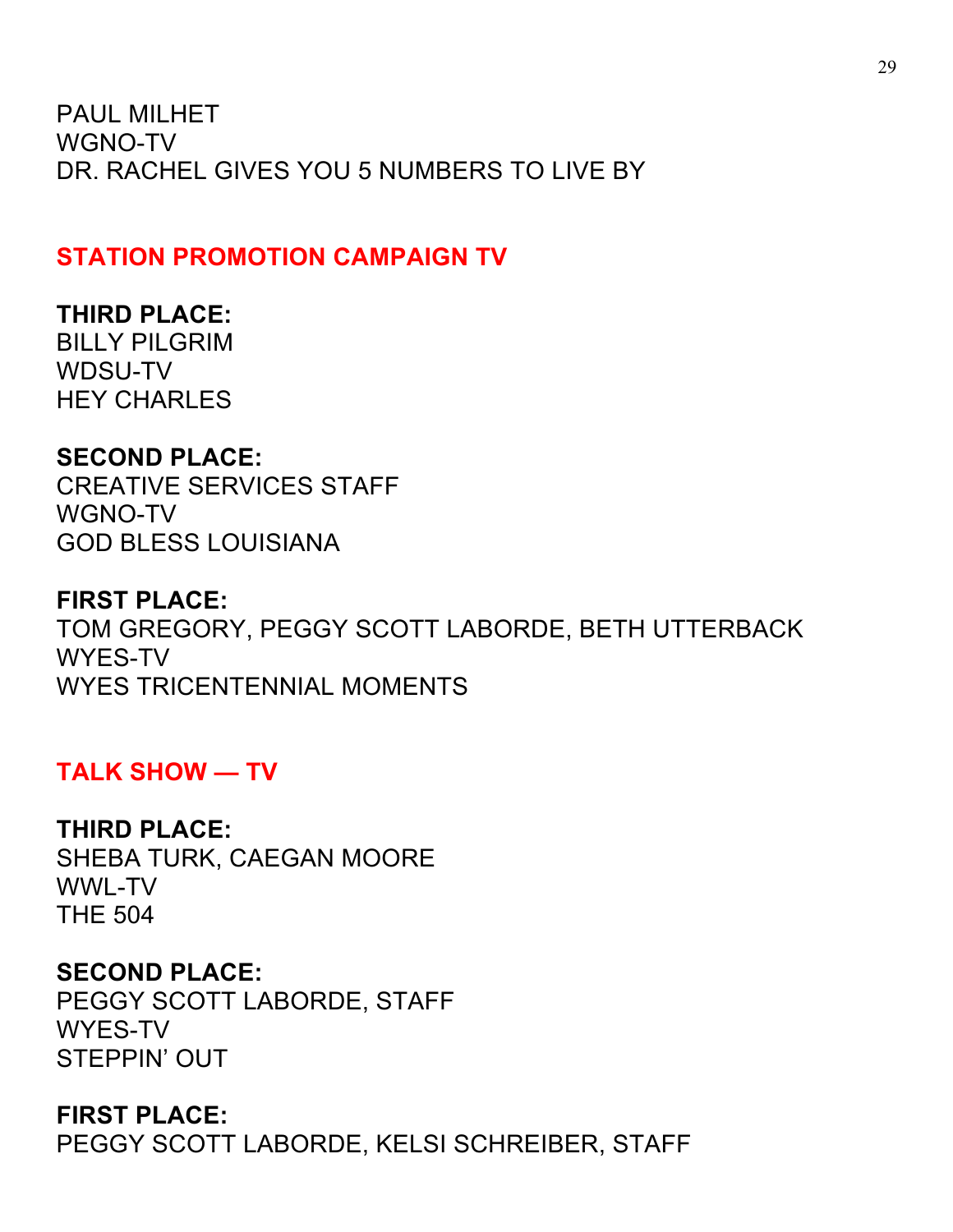PAUL MILHET
WGNO-TV
DR. RACHEL GIVES YOU 5 NUMBERS TO LIVE BY

## STATION PROMOTION CAMPAIGN TV

**THIRD PLACE:**
BILLY PILGRIM
WDSU-TV
HEY CHARLES

**SECOND PLACE:**
CREATIVE SERVICES STAFF
WGNO-TV
GOD BLESS LOUISIANA

**FIRST PLACE:**
TOM GREGORY, PEGGY SCOTT LABORDE, BETH UTTERBACK
WYES-TV
WYES TRICENTENNIAL MOMENTS

## TALK SHOW — TV

**THIRD PLACE:**
SHEBA TURK, CAEGAN MOORE
WWL-TV
THE 504

**SECOND PLACE:**
PEGGY SCOTT LABORDE, STAFF
WYES-TV
STEPPIN' OUT

**FIRST PLACE:**
PEGGY SCOTT LABORDE, KELSI SCHREIBER, STAFF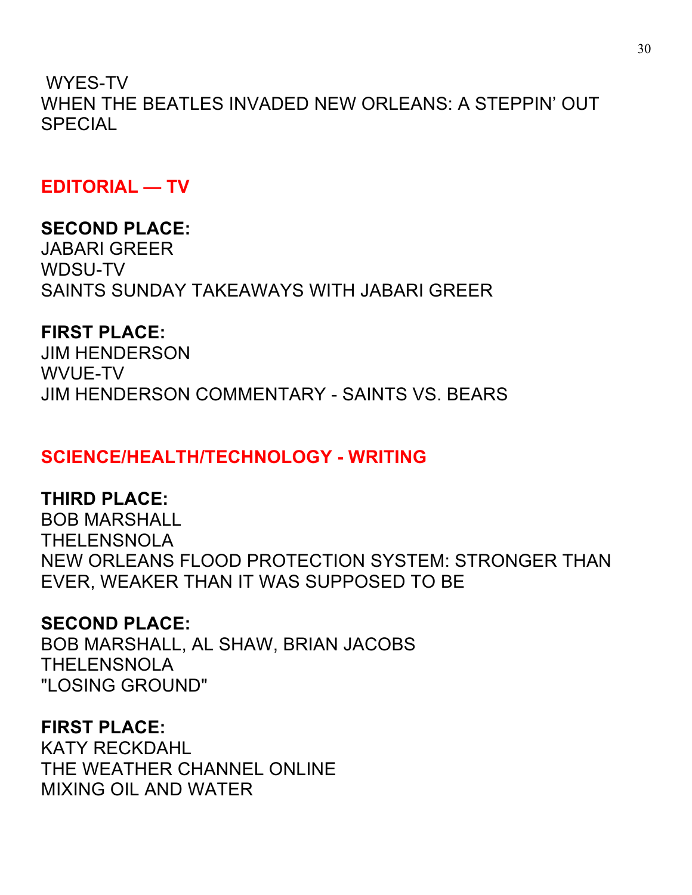WYES-TV
WHEN THE BEATLES INVADED NEW ORLEANS: A STEPPIN' OUT SPECIAL

## EDITORIAL — TV

**SECOND PLACE:**
JABARI GREER
WDSU-TV
SAINTS SUNDAY TAKEAWAYS WITH JABARI GREER

**FIRST PLACE:**
JIM HENDERSON
WVUE-TV
JIM HENDERSON COMMENTARY - SAINTS VS. BEARS

## SCIENCE/HEALTH/TECHNOLOGY - WRITING

**THIRD PLACE:**
BOB MARSHALL
THELENSNOLA
NEW ORLEANS FLOOD PROTECTION SYSTEM: STRONGER THAN EVER, WEAKER THAN IT WAS SUPPOSED TO BE

**SECOND PLACE:**
BOB MARSHALL, AL SHAW, BRIAN JACOBS
THELENSNOLA
"LOSING GROUND"

**FIRST PLACE:**
KATY RECKDAHL
THE WEATHER CHANNEL ONLINE
MIXING OIL AND WATER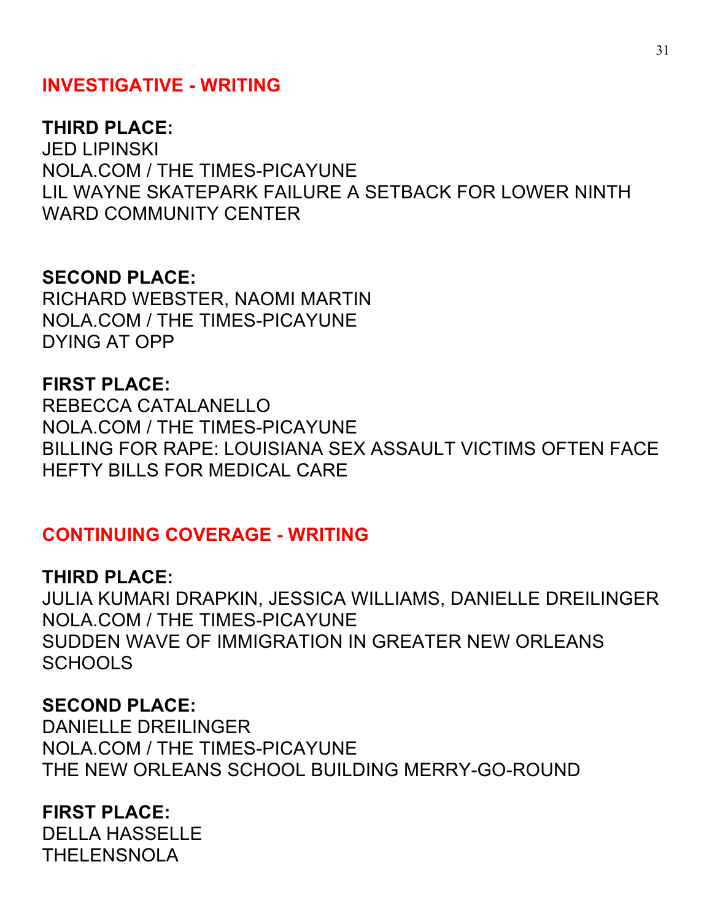## INVESTIGATIVE - WRITING

**THIRD PLACE:**
JED LIPINSKI
NOLA.COM / THE TIMES-PICAYUNE
LIL WAYNE SKATEPARK FAILURE A SETBACK FOR LOWER NINTH WARD COMMUNITY CENTER

**SECOND PLACE:**
RICHARD WEBSTER, NAOMI MARTIN
NOLA.COM / THE TIMES-PICAYUNE
DYING AT OPP

**FIRST PLACE:**
REBECCA CATALANELLO
NOLA.COM / THE TIMES-PICAYUNE
BILLING FOR RAPE: LOUISIANA SEX ASSAULT VICTIMS OFTEN FACE HEFTY BILLS FOR MEDICAL CARE

## CONTINUING COVERAGE - WRITING

**THIRD PLACE:**
JULIA KUMARI DRAPKIN, JESSICA WILLIAMS, DANIELLE DREILINGER
NOLA.COM / THE TIMES-PICAYUNE
SUDDEN WAVE OF IMMIGRATION IN GREATER NEW ORLEANS SCHOOLS

**SECOND PLACE:**
DANIELLE DREILINGER
NOLA.COM / THE TIMES-PICAYUNE
THE NEW ORLEANS SCHOOL BUILDING MERRY-GO-ROUND

**FIRST PLACE:**
DELLA HASSELLE
THELENSNOLA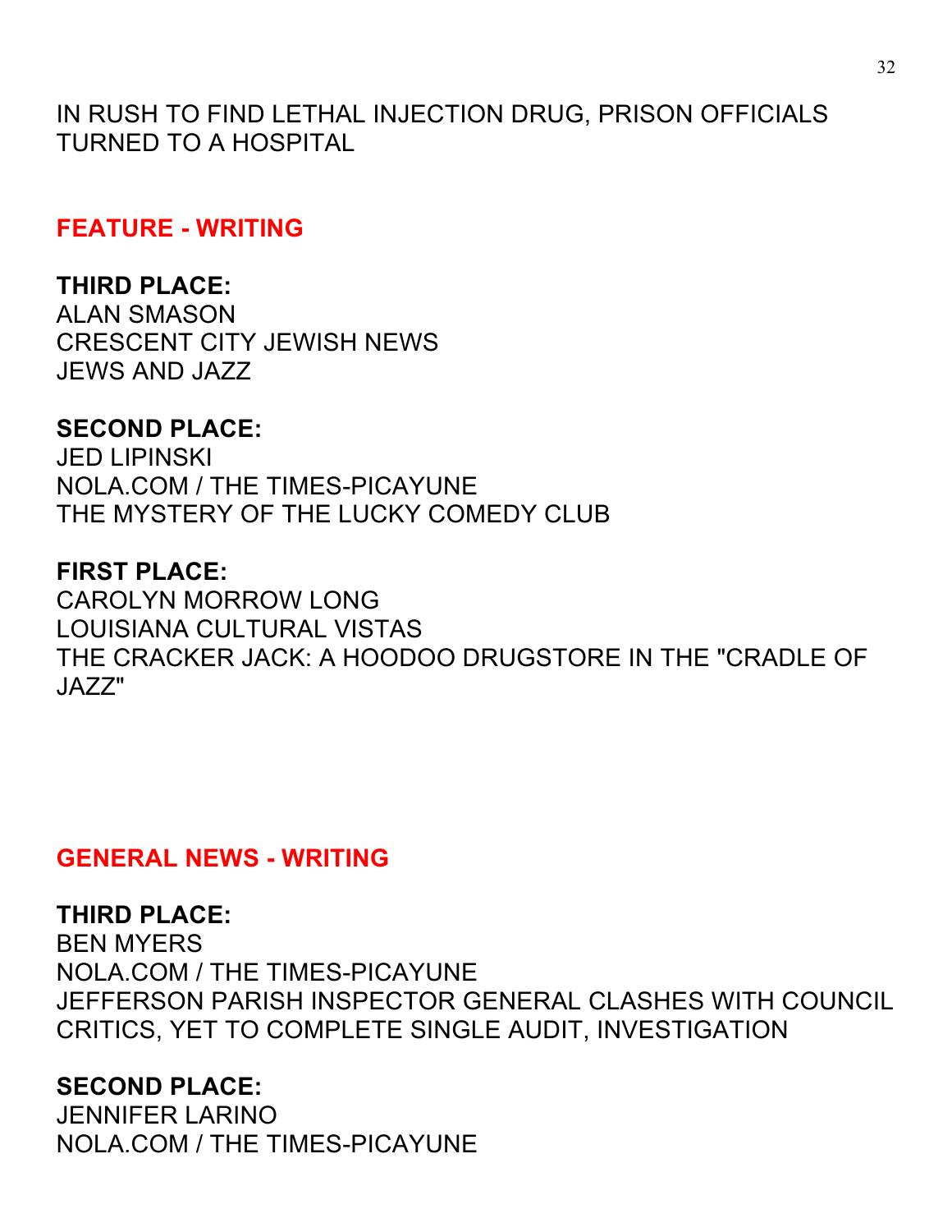IN RUSH TO FIND LETHAL INJECTION DRUG, PRISON OFFICIALS TURNED TO A HOSPITAL

## FEATURE - WRITING

**THIRD PLACE:**
ALAN SMASON
CRESCENT CITY JEWISH NEWS
JEWS AND JAZZ

**SECOND PLACE:**
JED LIPINSKI
NOLA.COM / THE TIMES-PICAYUNE
THE MYSTERY OF THE LUCKY COMEDY CLUB

**FIRST PLACE:**
CAROLYN MORROW LONG
LOUISIANA CULTURAL VISTAS
THE CRACKER JACK: A HOODOO DRUGSTORE IN THE "CRADLE OF JAZZ"

## GENERAL NEWS - WRITING

**THIRD PLACE:**
BEN MYERS
NOLA.COM / THE TIMES-PICAYUNE
JEFFERSON PARISH INSPECTOR GENERAL CLASHES WITH COUNCIL CRITICS, YET TO COMPLETE SINGLE AUDIT, INVESTIGATION

**SECOND PLACE:**
JENNIFER LARINO
NOLA.COM / THE TIMES-PICAYUNE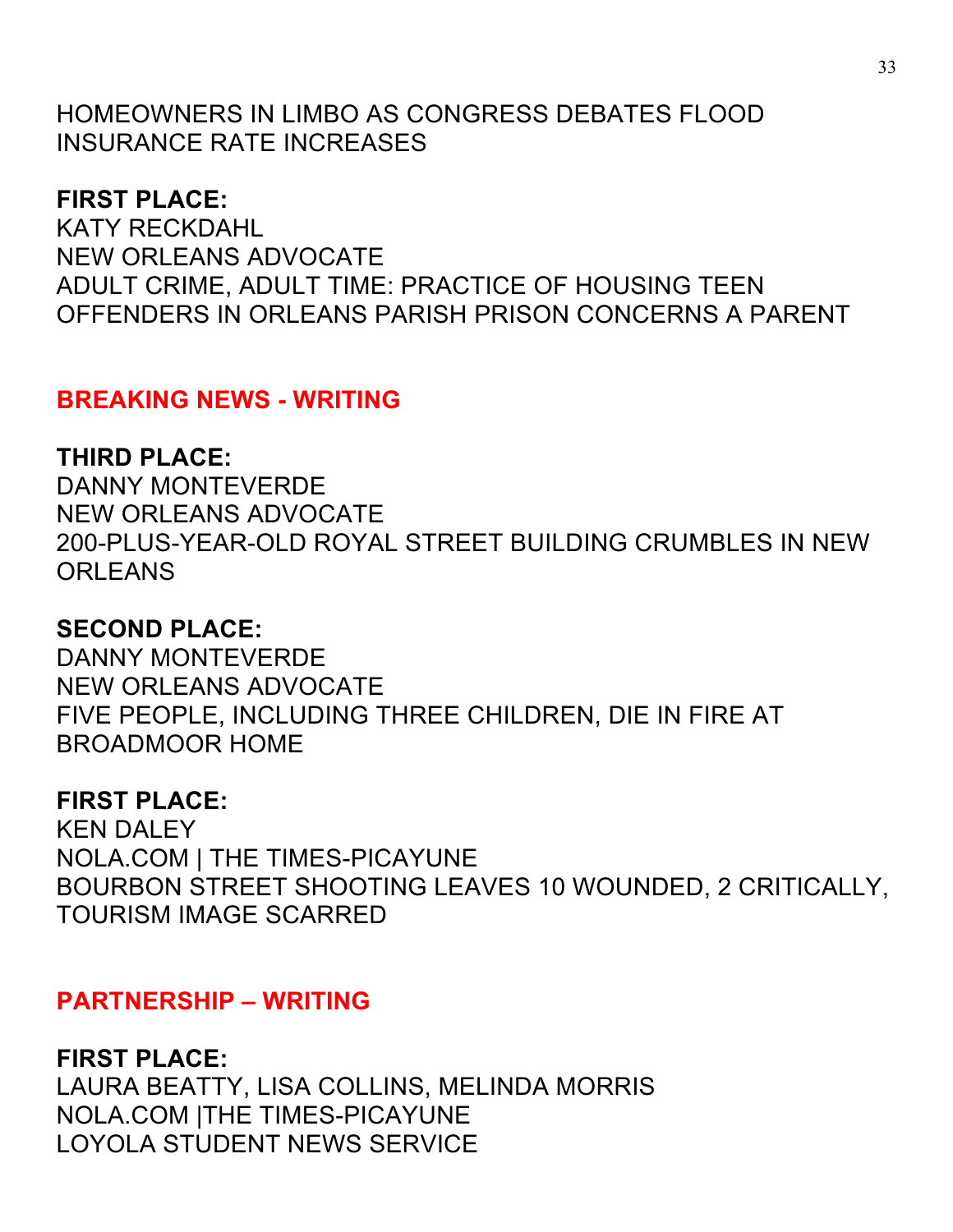HOMEOWNERS IN LIMBO AS CONGRESS DEBATES FLOOD INSURANCE RATE INCREASES

**FIRST PLACE:**
KATY RECKDAHL
NEW ORLEANS ADVOCATE
ADULT CRIME, ADULT TIME: PRACTICE OF HOUSING TEEN OFFENDERS IN ORLEANS PARISH PRISON CONCERNS A PARENT

## BREAKING NEWS - WRITING

**THIRD PLACE:**
DANNY MONTEVERDE
NEW ORLEANS ADVOCATE
200-PLUS-YEAR-OLD ROYAL STREET BUILDING CRUMBLES IN NEW ORLEANS

**SECOND PLACE:**
DANNY MONTEVERDE
NEW ORLEANS ADVOCATE
FIVE PEOPLE, INCLUDING THREE CHILDREN, DIE IN FIRE AT BROADMOOR HOME

**FIRST PLACE:**
KEN DALEY
NOLA.COM | THE TIMES-PICAYUNE
BOURBON STREET SHOOTING LEAVES 10 WOUNDED, 2 CRITICALLY, TOURISM IMAGE SCARRED

## PARTNERSHIP – WRITING

**FIRST PLACE:**
LAURA BEATTY, LISA COLLINS, MELINDA MORRIS
NOLA.COM |THE TIMES-PICAYUNE
LOYOLA STUDENT NEWS SERVICE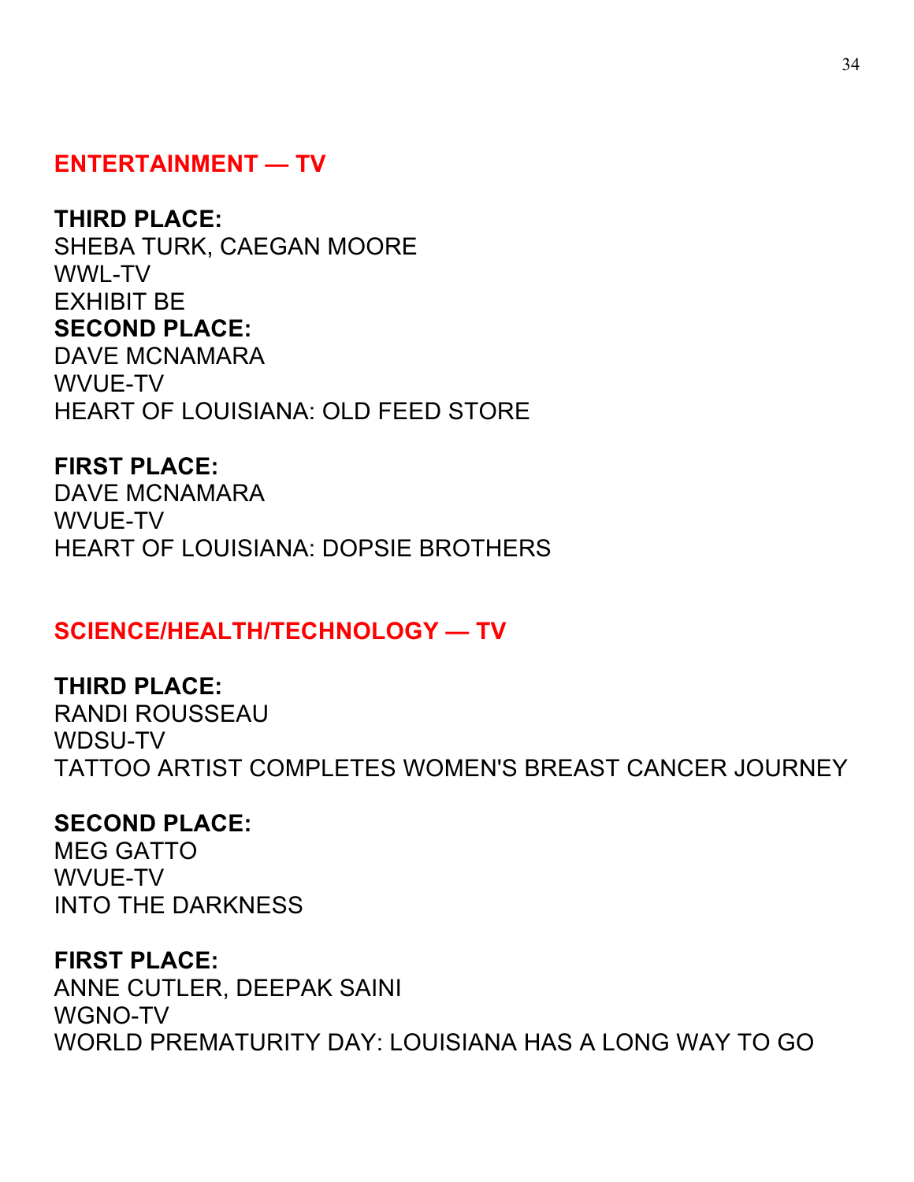## ENTERTAINMENT — TV

**THIRD PLACE:**
SHEBA TURK, CAEGAN MOORE
WWL-TV
EXHIBIT BE

**SECOND PLACE:**
DAVE MCNAMARA
WVUE-TV
HEART OF LOUISIANA: OLD FEED STORE

**FIRST PLACE:**
DAVE MCNAMARA
WVUE-TV
HEART OF LOUISIANA: DOPSIE BROTHERS

## SCIENCE/HEALTH/TECHNOLOGY — TV

**THIRD PLACE:**
RANDI ROUSSEAU
WDSU-TV
TATTOO ARTIST COMPLETES WOMEN'S BREAST CANCER JOURNEY

**SECOND PLACE:**
MEG GATTO
WVUE-TV
INTO THE DARKNESS

**FIRST PLACE:**
ANNE CUTLER, DEEPAK SAINI
WGNO-TV
WORLD PREMATURITY DAY: LOUISIANA HAS A LONG WAY TO GO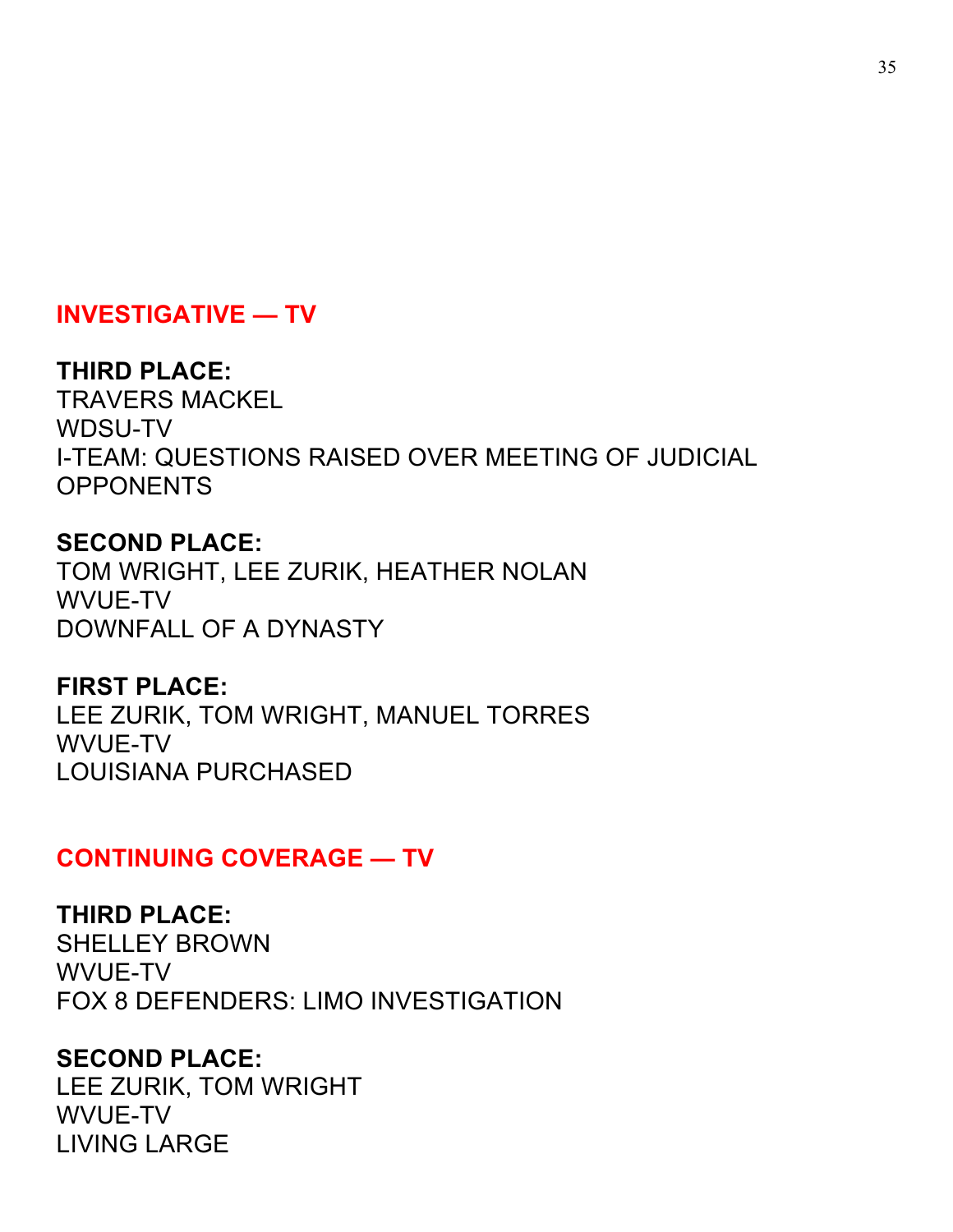## INVESTIGATIVE — TV

**THIRD PLACE:**
TRAVERS MACKEL
WDSU-TV
I-TEAM: QUESTIONS RAISED OVER MEETING OF JUDICIAL OPPONENTS

**SECOND PLACE:**
TOM WRIGHT, LEE ZURIK, HEATHER NOLAN
WVUE-TV
DOWNFALL OF A DYNASTY

**FIRST PLACE:**
LEE ZURIK, TOM WRIGHT, MANUEL TORRES
WVUE-TV
LOUISIANA PURCHASED

## CONTINUING COVERAGE — TV

**THIRD PLACE:**
SHELLEY BROWN
WVUE-TV
FOX 8 DEFENDERS: LIMO INVESTIGATION

**SECOND PLACE:**
LEE ZURIK, TOM WRIGHT
WVUE-TV
LIVING LARGE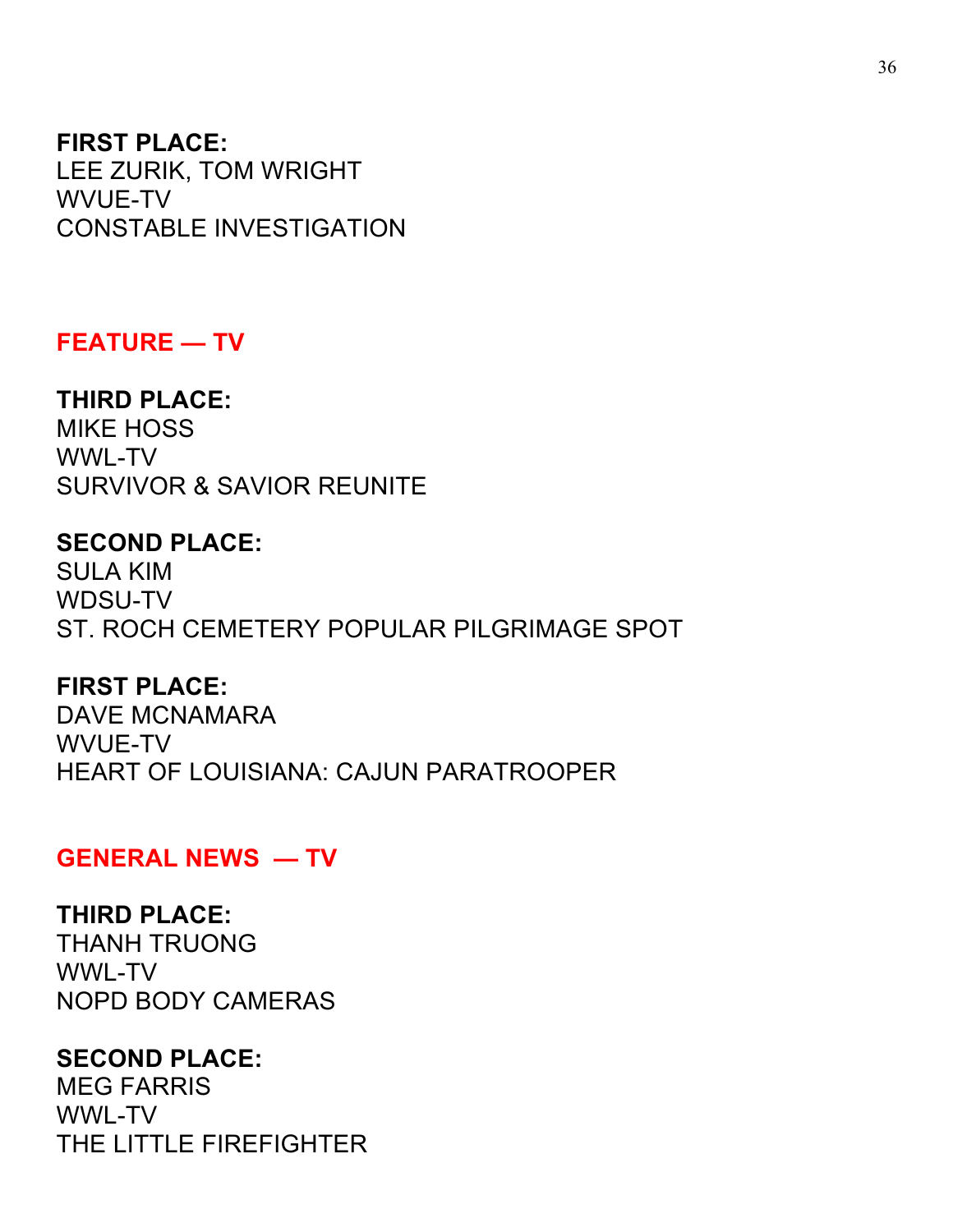**FIRST PLACE:**
LEE ZURIK, TOM WRIGHT
WVUE-TV
CONSTABLE INVESTIGATION

## FEATURE — TV

**THIRD PLACE:**
MIKE HOSS
WWL-TV
SURVIVOR & SAVIOR REUNITE

**SECOND PLACE:**
SULA KIM
WDSU-TV
ST. ROCH CEMETERY POPULAR PILGRIMAGE SPOT

**FIRST PLACE:**
DAVE MCNAMARA
WVUE-TV
HEART OF LOUISIANA: CAJUN PARATROOPER

## GENERAL NEWS — TV

**THIRD PLACE:**
THANH TRUONG
WWL-TV
NOPD BODY CAMERAS

**SECOND PLACE:**
MEG FARRIS
WWL-TV
THE LITTLE FIREFIGHTER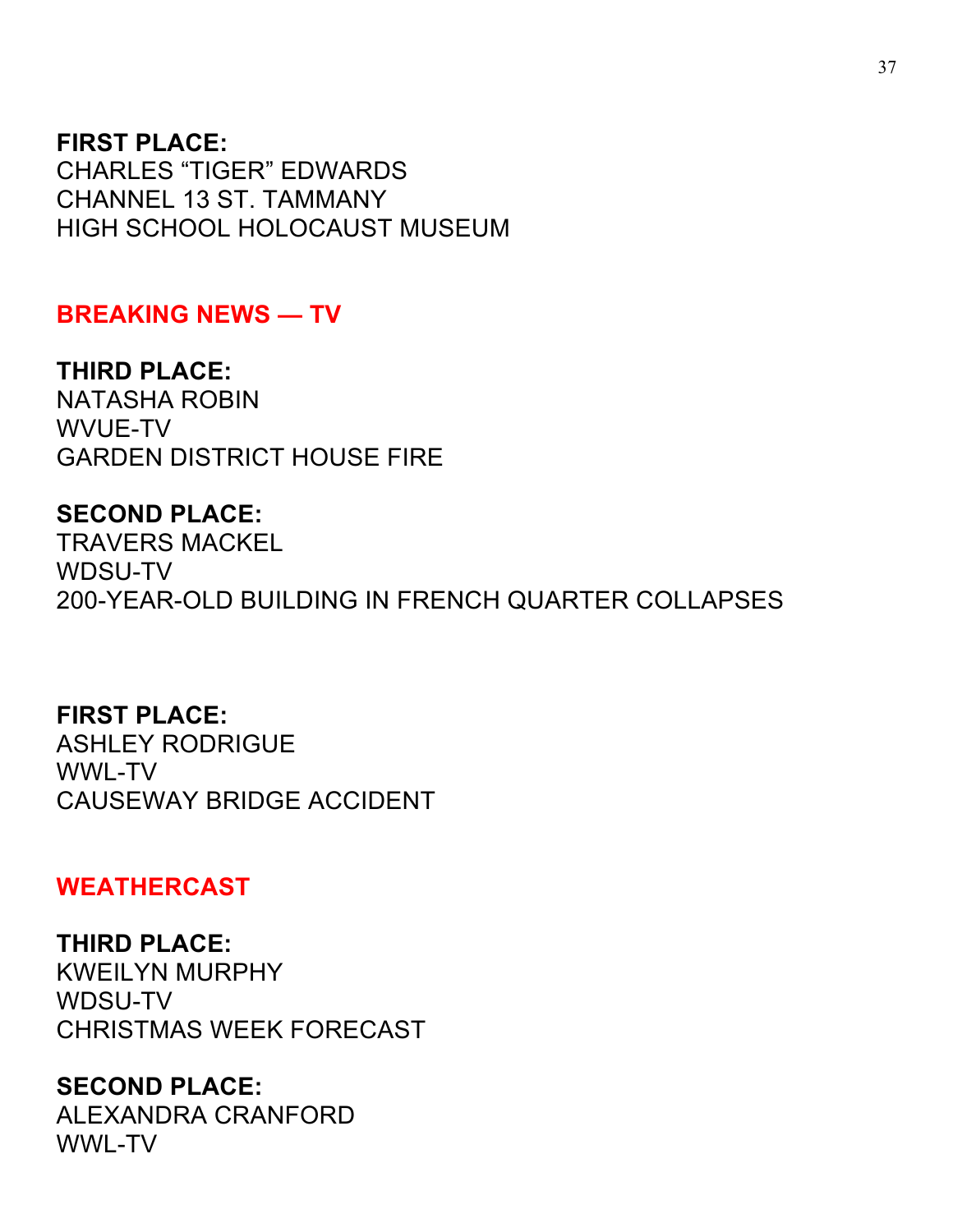**FIRST PLACE:**
CHARLES “TIGER” EDWARDS
CHANNEL 13 ST. TAMMANY
HIGH SCHOOL HOLOCAUST MUSEUM

## BREAKING NEWS — TV

**THIRD PLACE:**
NATASHA ROBIN
WVUE-TV
GARDEN DISTRICT HOUSE FIRE

**SECOND PLACE:**
TRAVERS MACKEL
WDSU-TV
200-YEAR-OLD BUILDING IN FRENCH QUARTER COLLAPSES

**FIRST PLACE:**
ASHLEY RODRIGUE
WWL-TV
CAUSEWAY BRIDGE ACCIDENT

## WEATHERCAST

**THIRD PLACE:**
KWEILYN MURPHY
WDSU-TV
CHRISTMAS WEEK FORECAST

**SECOND PLACE:**
ALEXANDRA CRANFORD
WWL-TV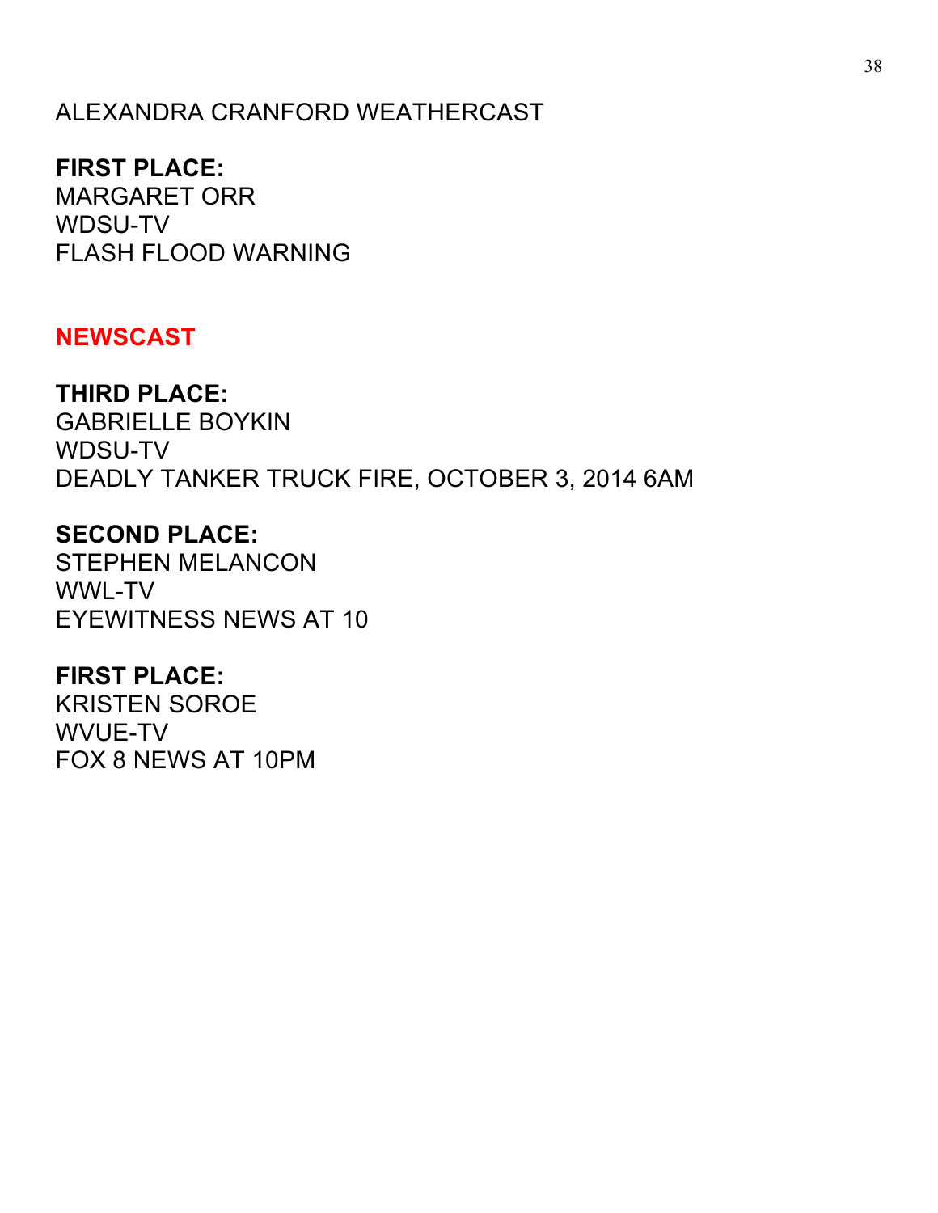ALEXANDRA CRANFORD WEATHERCAST

**FIRST PLACE:**
MARGARET ORR
WDSU-TV
FLASH FLOOD WARNING

## NEWSCAST

**THIRD PLACE:**
GABRIELLE BOYKIN
WDSU-TV
DEADLY TANKER TRUCK FIRE, OCTOBER 3, 2014 6AM

**SECOND PLACE:**
STEPHEN MELANCON
WWL-TV
EYEWITNESS NEWS AT 10

**FIRST PLACE:**
KRISTEN SOROE
WVUE-TV
FOX 8 NEWS AT 10PM